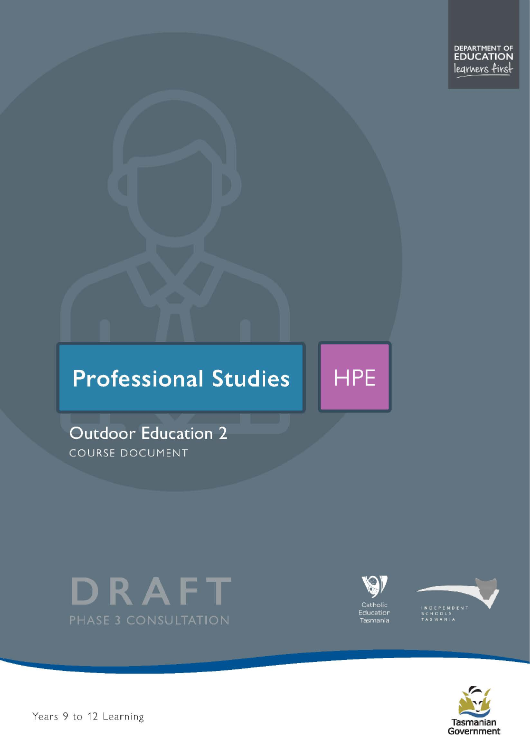DEPARTMENT OF EDUCATION
learners first

# Professional Studies

HPE

## Outdoor Education 2

COURSE DOCUMENT

DRAFT
PHASE 3 CONSULTATION

Catholic Education Tasmania

INDEPENDENT SCHOOLS TASMANIA

Years 9 to 12 Learning

Tasmanian Government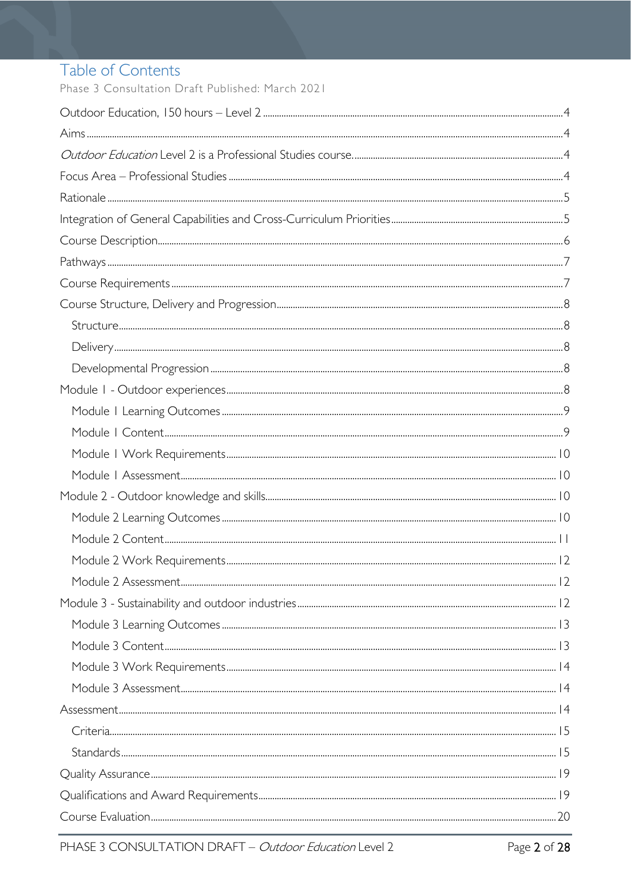# Table of Contents

Phase 3 Consultation Draft Published: March 2021

Outdoor Education, 150 hours – Level 2 ..... 4

Aims ..... 4

*Outdoor Education* Level 2 is a Professional Studies course. ..... 4

Focus Area – Professional Studies ..... 4

Rationale ..... 5

Integration of General Capabilities and Cross-Curriculum Priorities ..... 5

Course Description ..... 6

Pathways ..... 7

Course Requirements ..... 7

Course Structure, Delivery and Progression ..... 8

- Structure ..... 8
- Delivery ..... 8
- Developmental Progression ..... 8

Module 1 - Outdoor experiences ..... 8

- Module 1 Learning Outcomes ..... 9
- Module 1 Content ..... 9
- Module 1 Work Requirements ..... 10
- Module 1 Assessment ..... 10

Module 2 - Outdoor knowledge and skills ..... 10

- Module 2 Learning Outcomes ..... 10
- Module 2 Content ..... 11
- Module 2 Work Requirements ..... 12
- Module 2 Assessment ..... 12

Module 3 - Sustainability and outdoor industries ..... 12

- Module 3 Learning Outcomes ..... 13
- Module 3 Content ..... 13
- Module 3 Work Requirements ..... 14
- Module 3 Assessment ..... 14

Assessment ..... 14

- Criteria ..... 15
- Standards ..... 15

Quality Assurance ..... 19

Qualifications and Award Requirements ..... 19

Course Evaluation ..... 20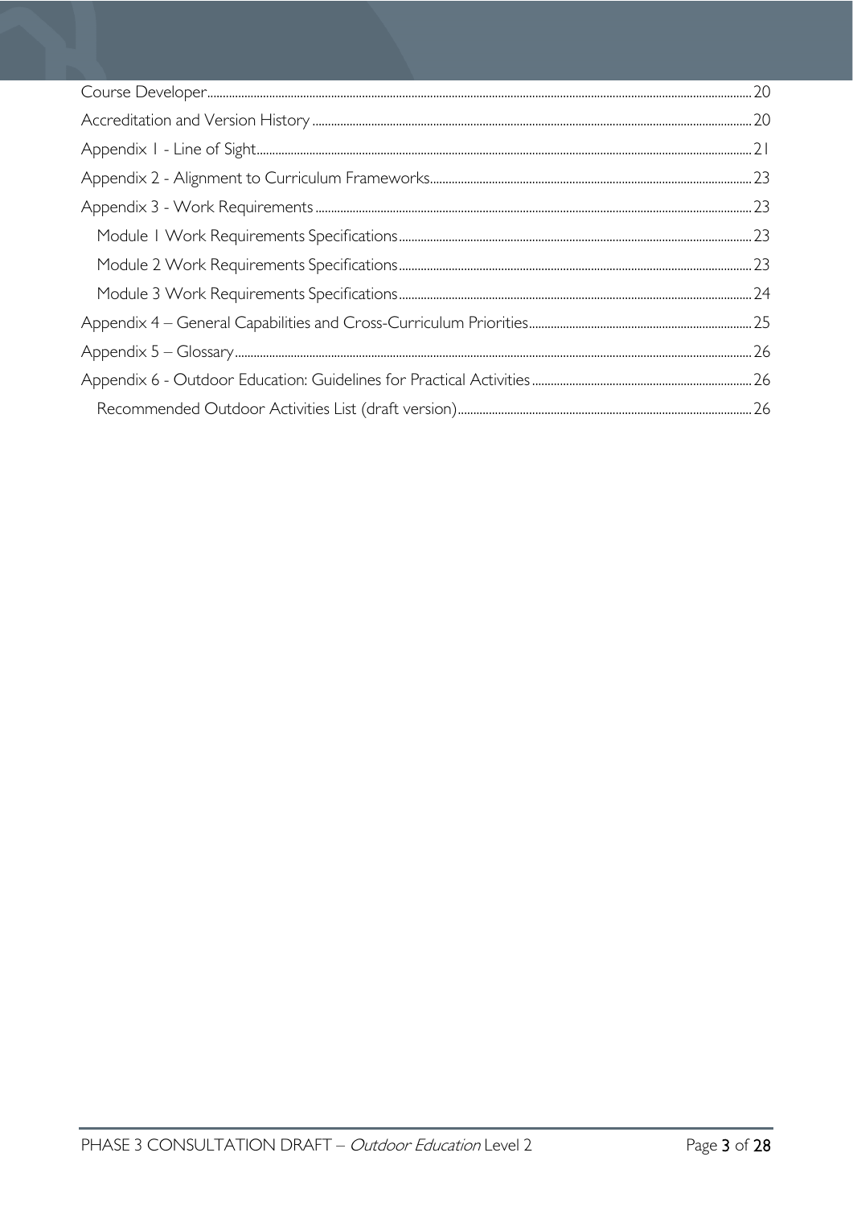Course Developer ... 20

Accreditation and Version History ... 20

Appendix 1 - Line of Sight ... 21

Appendix 2 - Alignment to Curriculum Frameworks ... 23

Appendix 3 - Work Requirements ... 23

- Module 1 Work Requirements Specifications ... 23
- Module 2 Work Requirements Specifications ... 23
- Module 3 Work Requirements Specifications ... 24

Appendix 4 – General Capabilities and Cross-Curriculum Priorities ... 25

Appendix 5 – Glossary ... 26

Appendix 6 - Outdoor Education: Guidelines for Practical Activities ... 26

- Recommended Outdoor Activities List (draft version) ... 26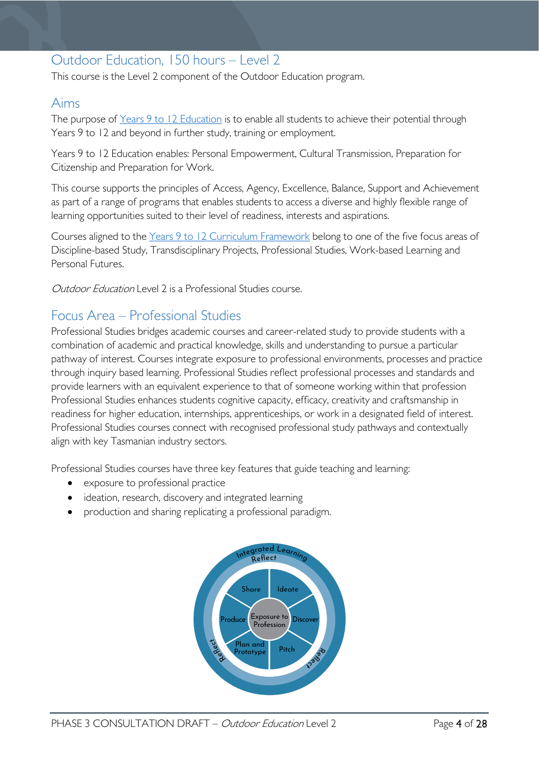## Outdoor Education, 150 hours – Level 2

This course is the Level 2 component of the Outdoor Education program.

## Aims

The purpose of Years 9 to 12 Education is to enable all students to achieve their potential through Years 9 to 12 and beyond in further study, training or employment.

Years 9 to 12 Education enables: Personal Empowerment, Cultural Transmission, Preparation for Citizenship and Preparation for Work.

This course supports the principles of Access, Agency, Excellence, Balance, Support and Achievement as part of a range of programs that enables students to access a diverse and highly flexible range of learning opportunities suited to their level of readiness, interests and aspirations.

Courses aligned to the Years 9 to 12 Curriculum Framework belong to one of the five focus areas of Discipline-based Study, Transdisciplinary Projects, Professional Studies, Work-based Learning and Personal Futures.

*Outdoor Education* Level 2 is a Professional Studies course.

## Focus Area – Professional Studies

Professional Studies bridges academic courses and career-related study to provide students with a combination of academic and practical knowledge, skills and understanding to pursue a particular pathway of interest. Courses integrate exposure to professional environments, processes and practice through inquiry based learning. Professional Studies reflect professional processes and standards and provide learners with an equivalent experience to that of someone working within that profession Professional Studies enhances students cognitive capacity, efficacy, creativity and craftsmanship in readiness for higher education, internships, apprenticeships, or work in a designated field of interest. Professional Studies courses connect with recognised professional study pathways and contextually align with key Tasmanian industry sectors.

Professional Studies courses have three key features that guide teaching and learning:

- exposure to professional practice
- ideation, research, discovery and integrated learning
- production and sharing replicating a professional paradigm.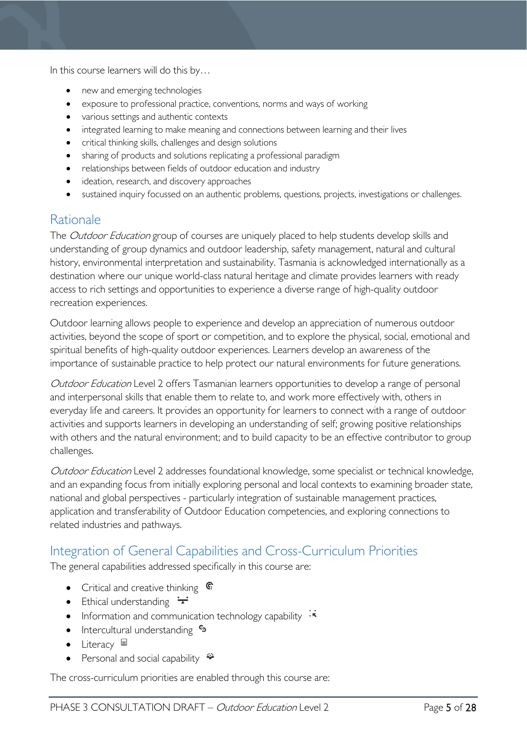In this course learners will do this by…

- new and emerging technologies
- exposure to professional practice, conventions, norms and ways of working
- various settings and authentic contexts
- integrated learning to make meaning and connections between learning and their lives
- critical thinking skills, challenges and design solutions
- sharing of products and solutions replicating a professional paradigm
- relationships between fields of outdoor education and industry
- ideation, research, and discovery approaches
- sustained inquiry focussed on an authentic problems, questions, projects, investigations or challenges.

## Rationale

The *Outdoor Education* group of courses are uniquely placed to help students develop skills and understanding of group dynamics and outdoor leadership, safety management, natural and cultural history, environmental interpretation and sustainability. Tasmania is acknowledged internationally as a destination where our unique world-class natural heritage and climate provides learners with ready access to rich settings and opportunities to experience a diverse range of high-quality outdoor recreation experiences.

Outdoor learning allows people to experience and develop an appreciation of numerous outdoor activities, beyond the scope of sport or competition, and to explore the physical, social, emotional and spiritual benefits of high-quality outdoor experiences. Learners develop an awareness of the importance of sustainable practice to help protect our natural environments for future generations.

*Outdoor Education* Level 2 offers Tasmanian learners opportunities to develop a range of personal and interpersonal skills that enable them to relate to, and work more effectively with, others in everyday life and careers. It provides an opportunity for learners to connect with a range of outdoor activities and supports learners in developing an understanding of self; growing positive relationships with others and the natural environment; and to build capacity to be an effective contributor to group challenges.

*Outdoor Education* Level 2 addresses foundational knowledge, some specialist or technical knowledge, and an expanding focus from initially exploring personal and local contexts to examining broader state, national and global perspectives - particularly integration of sustainable management practices, application and transferability of Outdoor Education competencies, and exploring connections to related industries and pathways.

## Integration of General Capabilities and Cross-Curriculum Priorities

The general capabilities addressed specifically in this course are:

- Critical and creative thinking
- Ethical understanding
- Information and communication technology capability
- Intercultural understanding
- Literacy
- Personal and social capability

The cross-curriculum priorities are enabled through this course are: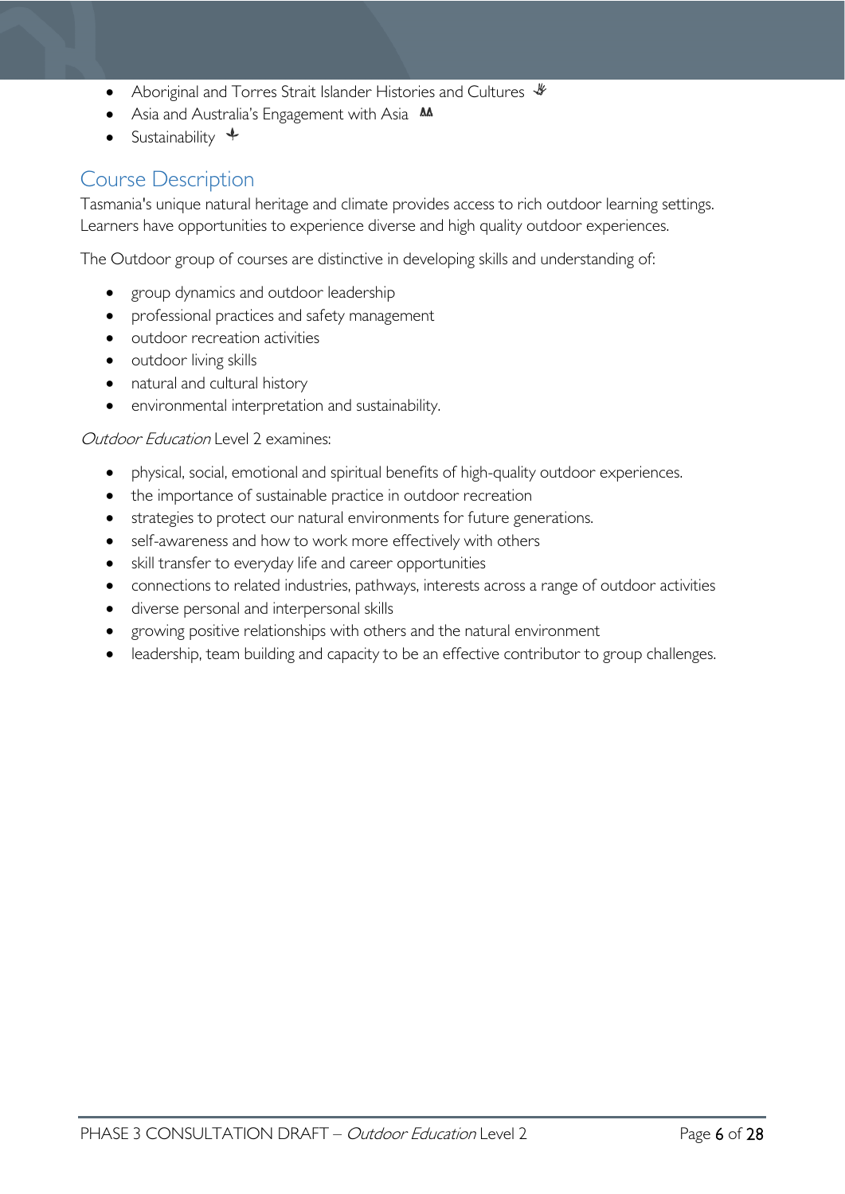- Aboriginal and Torres Strait Islander Histories and Cultures
- Asia and Australia's Engagement with Asia
- Sustainability

## Course Description

Tasmania's unique natural heritage and climate provides access to rich outdoor learning settings. Learners have opportunities to experience diverse and high quality outdoor experiences.

The Outdoor group of courses are distinctive in developing skills and understanding of:

- group dynamics and outdoor leadership
- professional practices and safety management
- outdoor recreation activities
- outdoor living skills
- natural and cultural history
- environmental interpretation and sustainability.

*Outdoor Education* Level 2 examines:

- physical, social, emotional and spiritual benefits of high-quality outdoor experiences.
- the importance of sustainable practice in outdoor recreation
- strategies to protect our natural environments for future generations.
- self-awareness and how to work more effectively with others
- skill transfer to everyday life and career opportunities
- connections to related industries, pathways, interests across a range of outdoor activities
- diverse personal and interpersonal skills
- growing positive relationships with others and the natural environment
- leadership, team building and capacity to be an effective contributor to group challenges.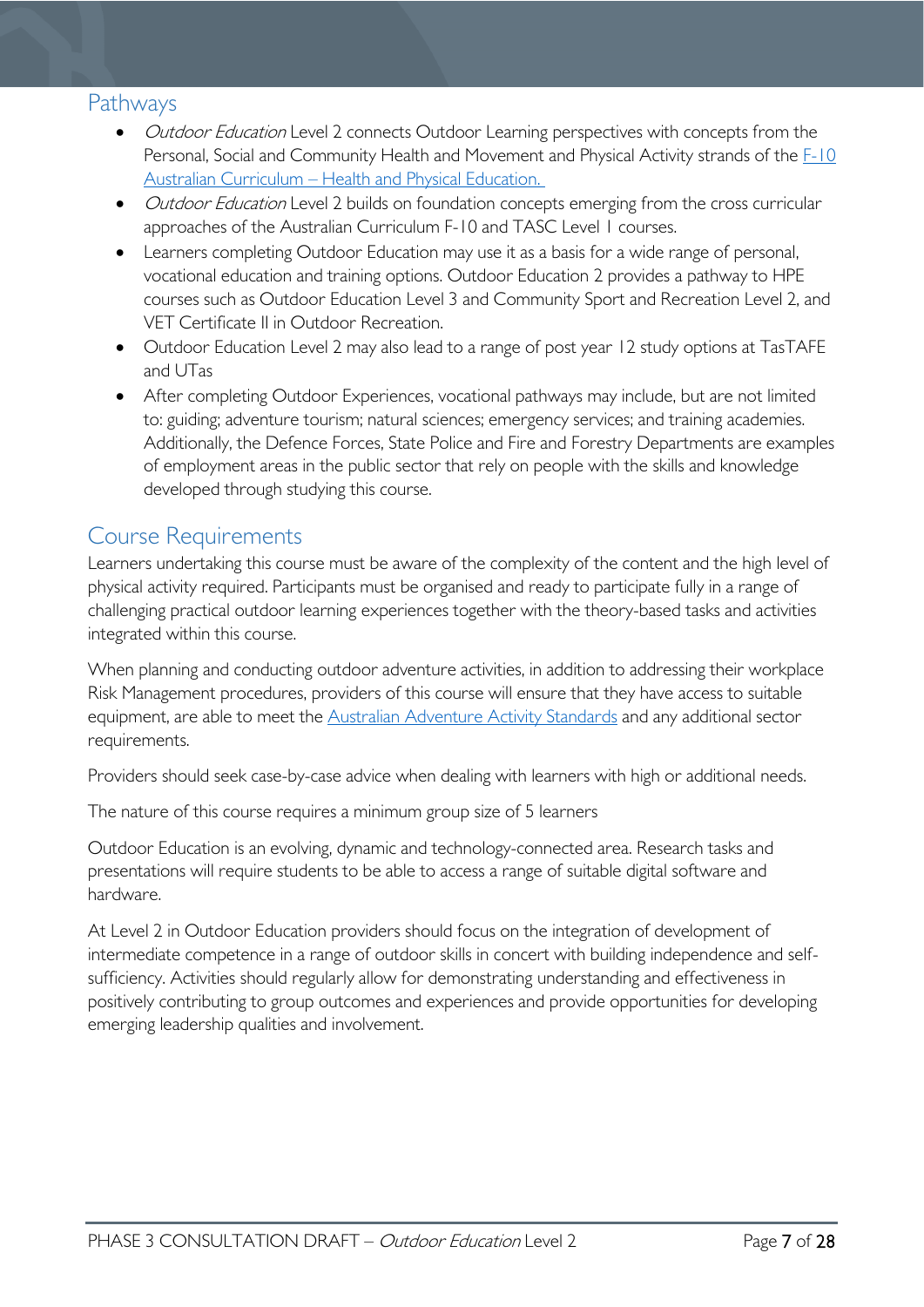## Pathways

- *Outdoor Education* Level 2 connects Outdoor Learning perspectives with concepts from the Personal, Social and Community Health and Movement and Physical Activity strands of the [F-10 Australian Curriculum – Health and Physical Education.](#)
- *Outdoor Education* Level 2 builds on foundation concepts emerging from the cross curricular approaches of the Australian Curriculum F-10 and TASC Level 1 courses.
- Learners completing Outdoor Education may use it as a basis for a wide range of personal, vocational education and training options. Outdoor Education 2 provides a pathway to HPE courses such as Outdoor Education Level 3 and Community Sport and Recreation Level 2, and VET Certificate II in Outdoor Recreation.
- Outdoor Education Level 2 may also lead to a range of post year 12 study options at TasTAFE and UTas
- After completing Outdoor Experiences, vocational pathways may include, but are not limited to: guiding; adventure tourism; natural sciences; emergency services; and training academies. Additionally, the Defence Forces, State Police and Fire and Forestry Departments are examples of employment areas in the public sector that rely on people with the skills and knowledge developed through studying this course.

## Course Requirements

Learners undertaking this course must be aware of the complexity of the content and the high level of physical activity required. Participants must be organised and ready to participate fully in a range of challenging practical outdoor learning experiences together with the theory-based tasks and activities integrated within this course.

When planning and conducting outdoor adventure activities, in addition to addressing their workplace Risk Management procedures, providers of this course will ensure that they have access to suitable equipment, are able to meet the [Australian Adventure Activity Standards](#) and any additional sector requirements.

Providers should seek case-by-case advice when dealing with learners with high or additional needs.

The nature of this course requires a minimum group size of 5 learners

Outdoor Education is an evolving, dynamic and technology-connected area. Research tasks and presentations will require students to be able to access a range of suitable digital software and hardware.

At Level 2 in Outdoor Education providers should focus on the integration of development of intermediate competence in a range of outdoor skills in concert with building independence and self-sufficiency. Activities should regularly allow for demonstrating understanding and effectiveness in positively contributing to group outcomes and experiences and provide opportunities for developing emerging leadership qualities and involvement.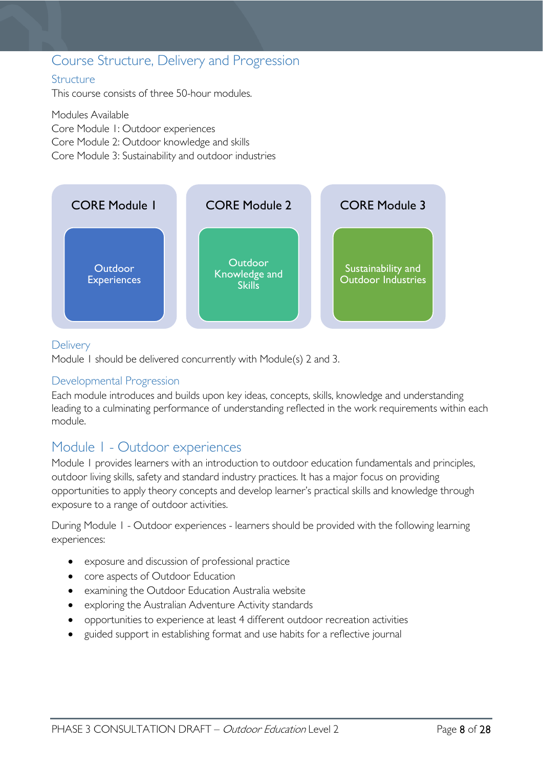## Course Structure, Delivery and Progression

### Structure

This course consists of three 50-hour modules.

Modules Available
Core Module 1: Outdoor experiences
Core Module 2: Outdoor knowledge and skills
Core Module 3: Sustainability and outdoor industries

| CORE Module 1 | CORE Module 2 | CORE Module 3 |
| --- | --- | --- |
| Outdoor Experiences | Outdoor Knowledge and Skills | Sustainability and Outdoor Industries |

### Delivery

Module 1 should be delivered concurrently with Module(s) 2 and 3.

### Developmental Progression

Each module introduces and builds upon key ideas, concepts, skills, knowledge and understanding leading to a culminating performance of understanding reflected in the work requirements within each module.

## Module 1 - Outdoor experiences

Module 1 provides learners with an introduction to outdoor education fundamentals and principles, outdoor living skills, safety and standard industry practices. It has a major focus on providing opportunities to apply theory concepts and develop learner's practical skills and knowledge through exposure to a range of outdoor activities.

During Module 1 - Outdoor experiences - learners should be provided with the following learning experiences:

- exposure and discussion of professional practice
- core aspects of Outdoor Education
- examining the Outdoor Education Australia website
- exploring the Australian Adventure Activity standards
- opportunities to experience at least 4 different outdoor recreation activities
- guided support in establishing format and use habits for a reflective journal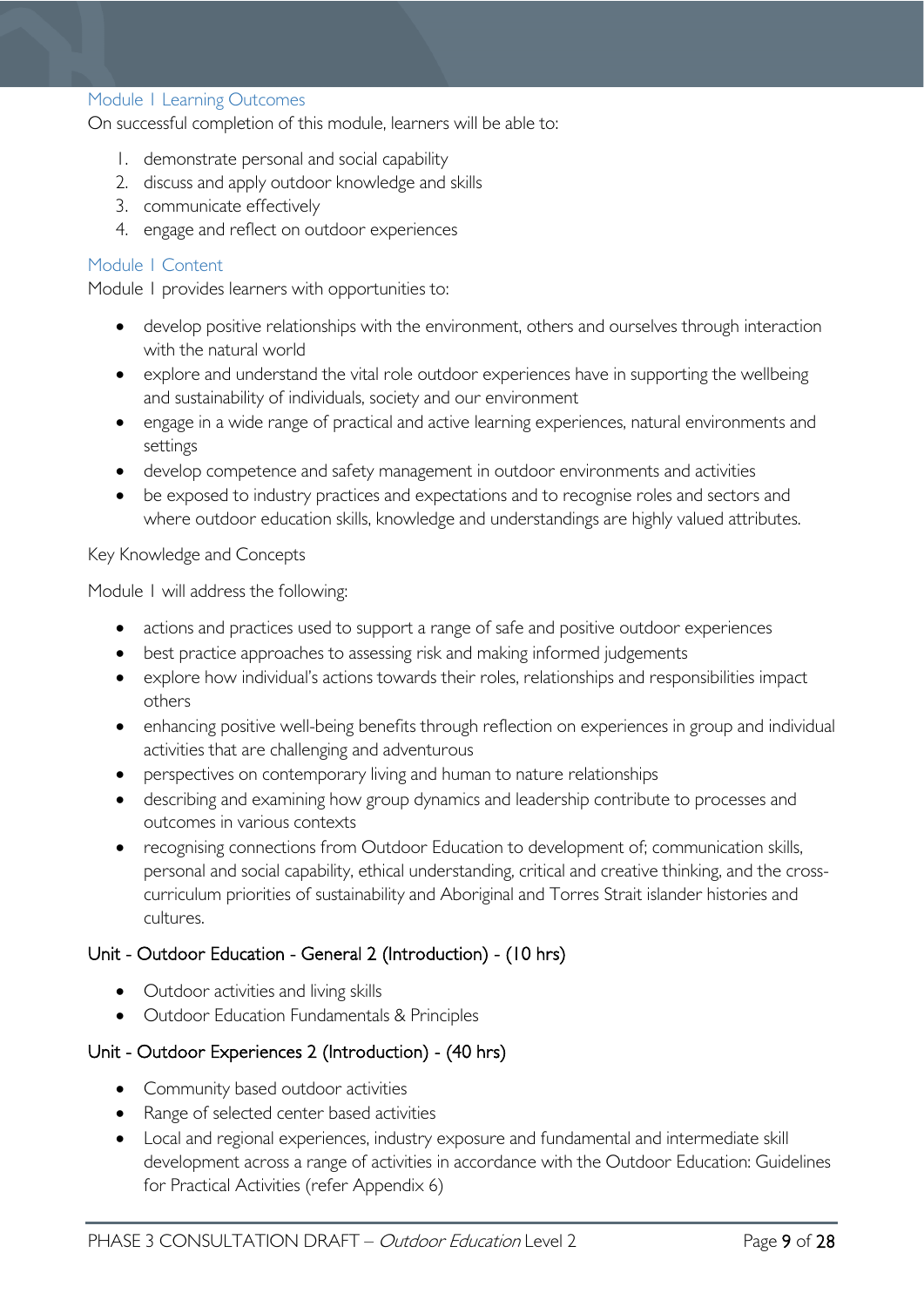### Module 1 Learning Outcomes

On successful completion of this module, learners will be able to:

1. demonstrate personal and social capability
2. discuss and apply outdoor knowledge and skills
3. communicate effectively
4. engage and reflect on outdoor experiences

### Module 1 Content

Module 1 provides learners with opportunities to:

- develop positive relationships with the environment, others and ourselves through interaction with the natural world
- explore and understand the vital role outdoor experiences have in supporting the wellbeing and sustainability of individuals, society and our environment
- engage in a wide range of practical and active learning experiences, natural environments and settings
- develop competence and safety management in outdoor environments and activities
- be exposed to industry practices and expectations and to recognise roles and sectors and where outdoor education skills, knowledge and understandings are highly valued attributes.

Key Knowledge and Concepts

Module 1 will address the following:

- actions and practices used to support a range of safe and positive outdoor experiences
- best practice approaches to assessing risk and making informed judgements
- explore how individual's actions towards their roles, relationships and responsibilities impact others
- enhancing positive well-being benefits through reflection on experiences in group and individual activities that are challenging and adventurous
- perspectives on contemporary living and human to nature relationships
- describing and examining how group dynamics and leadership contribute to processes and outcomes in various contexts
- recognising connections from Outdoor Education to development of; communication skills, personal and social capability, ethical understanding, critical and creative thinking, and the cross-curriculum priorities of sustainability and Aboriginal and Torres Strait islander histories and cultures.

#### Unit - Outdoor Education - General 2 (Introduction) - (10 hrs)

- Outdoor activities and living skills
- Outdoor Education Fundamentals & Principles

#### Unit - Outdoor Experiences 2 (Introduction) - (40 hrs)

- Community based outdoor activities
- Range of selected center based activities
- Local and regional experiences, industry exposure and fundamental and intermediate skill development across a range of activities in accordance with the Outdoor Education: Guidelines for Practical Activities (refer Appendix 6)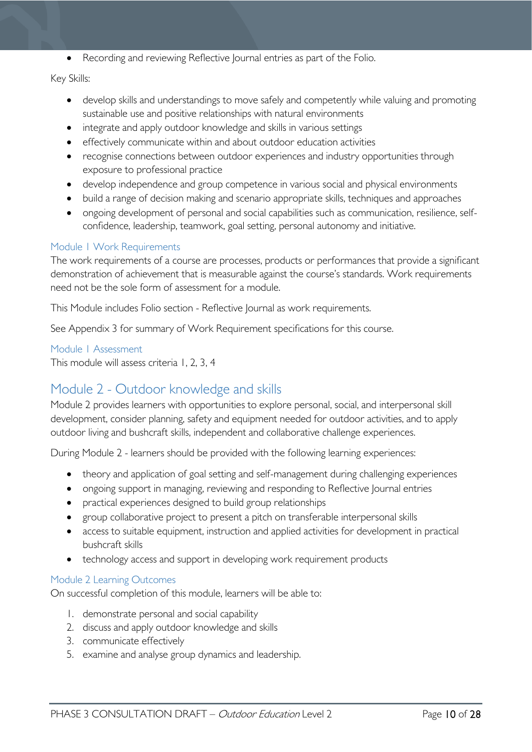- Recording and reviewing Reflective Journal entries as part of the Folio.

Key Skills:

- develop skills and understandings to move safely and competently while valuing and promoting sustainable use and positive relationships with natural environments
- integrate and apply outdoor knowledge and skills in various settings
- effectively communicate within and about outdoor education activities
- recognise connections between outdoor experiences and industry opportunities through exposure to professional practice
- develop independence and group competence in various social and physical environments
- build a range of decision making and scenario appropriate skills, techniques and approaches
- ongoing development of personal and social capabilities such as communication, resilience, self-confidence, leadership, teamwork, goal setting, personal autonomy and initiative.

### Module 1 Work Requirements

The work requirements of a course are processes, products or performances that provide a significant demonstration of achievement that is measurable against the course's standards. Work requirements need not be the sole form of assessment for a module.

This Module includes Folio section - Reflective Journal as work requirements.

See Appendix 3 for summary of Work Requirement specifications for this course.

### Module 1 Assessment

This module will assess criteria 1, 2, 3, 4

## Module 2 - Outdoor knowledge and skills

Module 2 provides learners with opportunities to explore personal, social, and interpersonal skill development, consider planning, safety and equipment needed for outdoor activities, and to apply outdoor living and bushcraft skills, independent and collaborative challenge experiences.

During Module 2 - learners should be provided with the following learning experiences:

- theory and application of goal setting and self-management during challenging experiences
- ongoing support in managing, reviewing and responding to Reflective Journal entries
- practical experiences designed to build group relationships
- group collaborative project to present a pitch on transferable interpersonal skills
- access to suitable equipment, instruction and applied activities for development in practical bushcraft skills
- technology access and support in developing work requirement products

### Module 2 Learning Outcomes

On successful completion of this module, learners will be able to:

1. demonstrate personal and social capability
2. discuss and apply outdoor knowledge and skills
3. communicate effectively
5. examine and analyse group dynamics and leadership.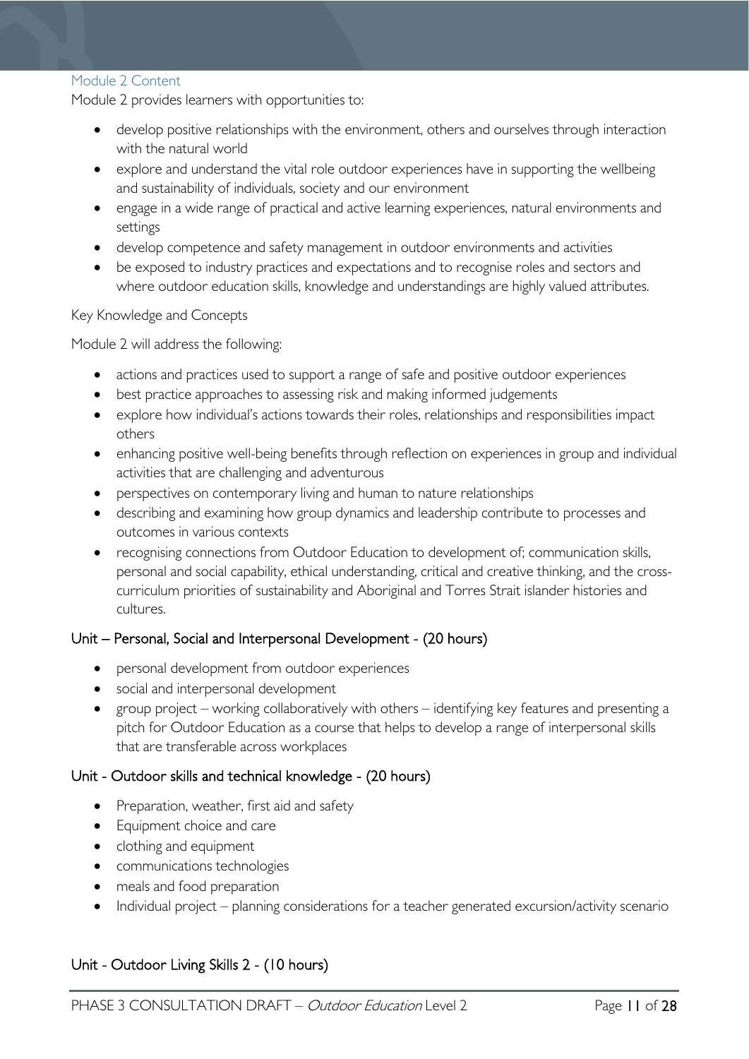### Module 2 Content

Module 2 provides learners with opportunities to:

- develop positive relationships with the environment, others and ourselves through interaction with the natural world
- explore and understand the vital role outdoor experiences have in supporting the wellbeing and sustainability of individuals, society and our environment
- engage in a wide range of practical and active learning experiences, natural environments and settings
- develop competence and safety management in outdoor environments and activities
- be exposed to industry practices and expectations and to recognise roles and sectors and where outdoor education skills, knowledge and understandings are highly valued attributes.

Key Knowledge and Concepts

Module 2 will address the following:

- actions and practices used to support a range of safe and positive outdoor experiences
- best practice approaches to assessing risk and making informed judgements
- explore how individual's actions towards their roles, relationships and responsibilities impact others
- enhancing positive well-being benefits through reflection on experiences in group and individual activities that are challenging and adventurous
- perspectives on contemporary living and human to nature relationships
- describing and examining how group dynamics and leadership contribute to processes and outcomes in various contexts
- recognising connections from Outdoor Education to development of; communication skills, personal and social capability, ethical understanding, critical and creative thinking, and the cross-curriculum priorities of sustainability and Aboriginal and Torres Strait islander histories and cultures.

#### Unit – Personal, Social and Interpersonal Development - (20 hours)

- personal development from outdoor experiences
- social and interpersonal development
- group project – working collaboratively with others – identifying key features and presenting a pitch for Outdoor Education as a course that helps to develop a range of interpersonal skills that are transferable across workplaces

#### Unit - Outdoor skills and technical knowledge - (20 hours)

- Preparation, weather, first aid and safety
- Equipment choice and care
- clothing and equipment
- communications technologies
- meals and food preparation
- Individual project – planning considerations for a teacher generated excursion/activity scenario

#### Unit - Outdoor Living Skills 2 - (10 hours)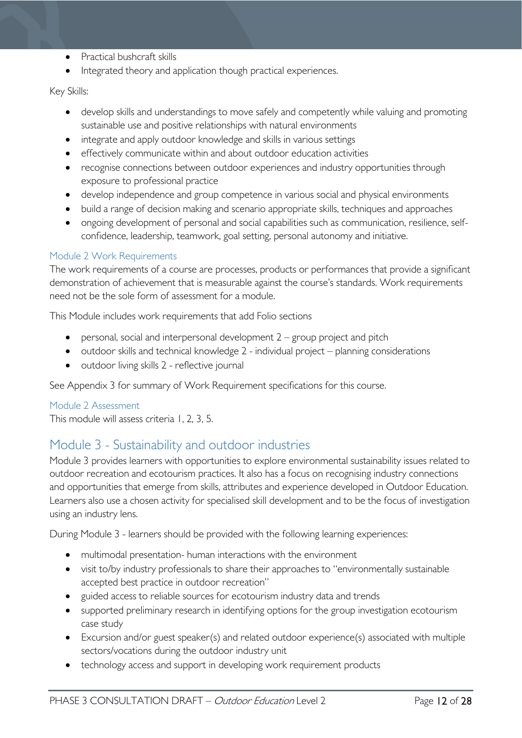- Practical bushcraft skills
- Integrated theory and application though practical experiences.

Key Skills:

- develop skills and understandings to move safely and competently while valuing and promoting sustainable use and positive relationships with natural environments
- integrate and apply outdoor knowledge and skills in various settings
- effectively communicate within and about outdoor education activities
- recognise connections between outdoor experiences and industry opportunities through exposure to professional practice
- develop independence and group competence in various social and physical environments
- build a range of decision making and scenario appropriate skills, techniques and approaches
- ongoing development of personal and social capabilities such as communication, resilience, self-confidence, leadership, teamwork, goal setting, personal autonomy and initiative.

### Module 2 Work Requirements

The work requirements of a course are processes, products or performances that provide a significant demonstration of achievement that is measurable against the course's standards. Work requirements need not be the sole form of assessment for a module.

This Module includes work requirements that add Folio sections

- personal, social and interpersonal development 2 – group project and pitch
- outdoor skills and technical knowledge 2 - individual project – planning considerations
- outdoor living skills 2 - reflective journal

See Appendix 3 for summary of Work Requirement specifications for this course.

### Module 2 Assessment

This module will assess criteria 1, 2, 3, 5.

## Module 3 - Sustainability and outdoor industries

Module 3 provides learners with opportunities to explore environmental sustainability issues related to outdoor recreation and ecotourism practices. It also has a focus on recognising industry connections and opportunities that emerge from skills, attributes and experience developed in Outdoor Education. Learners also use a chosen activity for specialised skill development and to be the focus of investigation using an industry lens.

During Module 3 - learners should be provided with the following learning experiences:

- multimodal presentation- human interactions with the environment
- visit to/by industry professionals to share their approaches to "environmentally sustainable accepted best practice in outdoor recreation"
- guided access to reliable sources for ecotourism industry data and trends
- supported preliminary research in identifying options for the group investigation ecotourism case study
- Excursion and/or guest speaker(s) and related outdoor experience(s) associated with multiple sectors/vocations during the outdoor industry unit
- technology access and support in developing work requirement products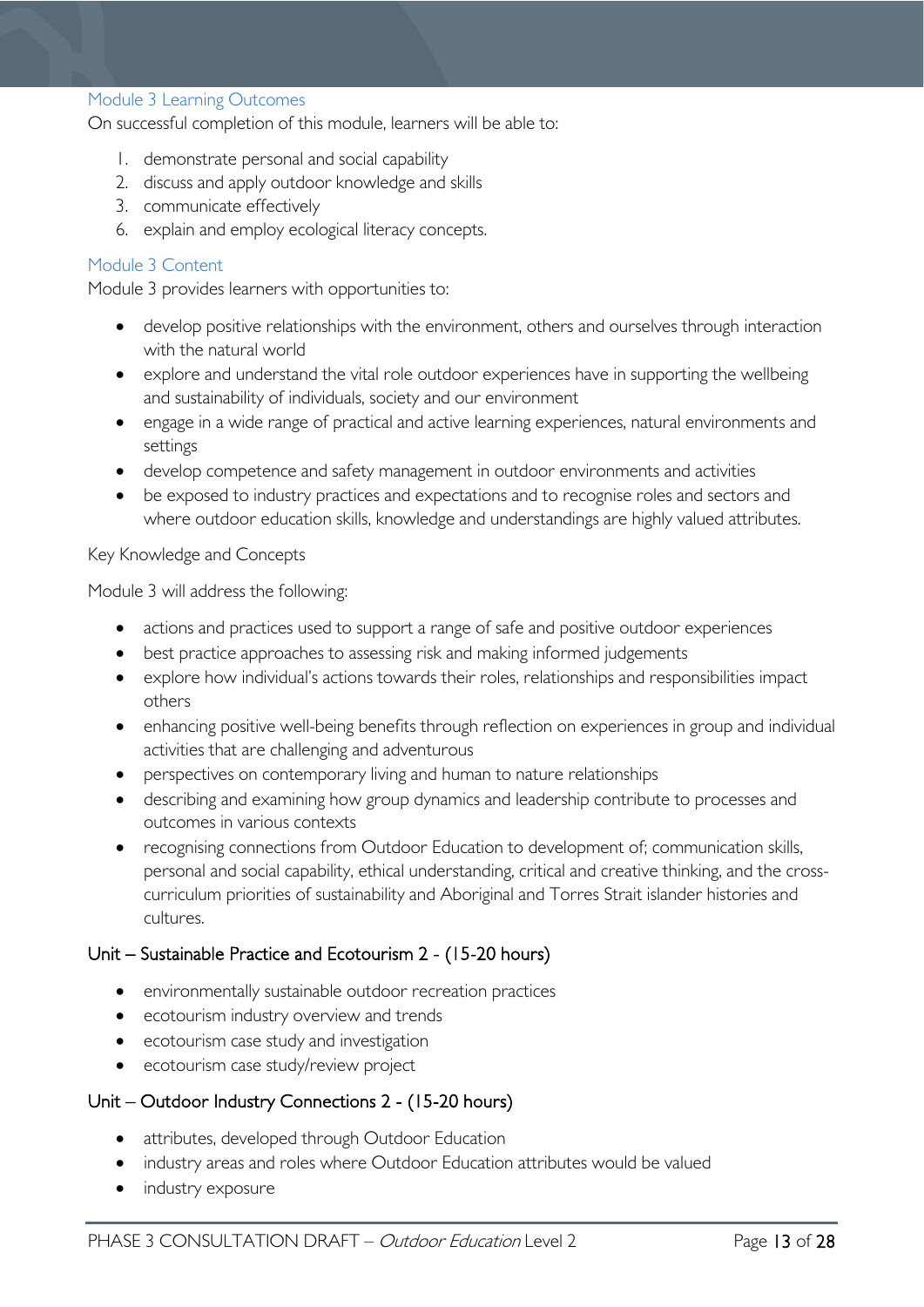### Module 3 Learning Outcomes

On successful completion of this module, learners will be able to:

1. demonstrate personal and social capability
2. discuss and apply outdoor knowledge and skills
3. communicate effectively
6. explain and employ ecological literacy concepts.

### Module 3 Content

Module 3 provides learners with opportunities to:

- develop positive relationships with the environment, others and ourselves through interaction with the natural world
- explore and understand the vital role outdoor experiences have in supporting the wellbeing and sustainability of individuals, society and our environment
- engage in a wide range of practical and active learning experiences, natural environments and settings
- develop competence and safety management in outdoor environments and activities
- be exposed to industry practices and expectations and to recognise roles and sectors and where outdoor education skills, knowledge and understandings are highly valued attributes.

Key Knowledge and Concepts

Module 3 will address the following:

- actions and practices used to support a range of safe and positive outdoor experiences
- best practice approaches to assessing risk and making informed judgements
- explore how individual's actions towards their roles, relationships and responsibilities impact others
- enhancing positive well-being benefits through reflection on experiences in group and individual activities that are challenging and adventurous
- perspectives on contemporary living and human to nature relationships
- describing and examining how group dynamics and leadership contribute to processes and outcomes in various contexts
- recognising connections from Outdoor Education to development of; communication skills, personal and social capability, ethical understanding, critical and creative thinking, and the cross-curriculum priorities of sustainability and Aboriginal and Torres Strait islander histories and cultures.

#### Unit – Sustainable Practice and Ecotourism 2 - (15-20 hours)

- environmentally sustainable outdoor recreation practices
- ecotourism industry overview and trends
- ecotourism case study and investigation
- ecotourism case study/review project

#### Unit – Outdoor Industry Connections 2 - (15-20 hours)

- attributes, developed through Outdoor Education
- industry areas and roles where Outdoor Education attributes would be valued
- industry exposure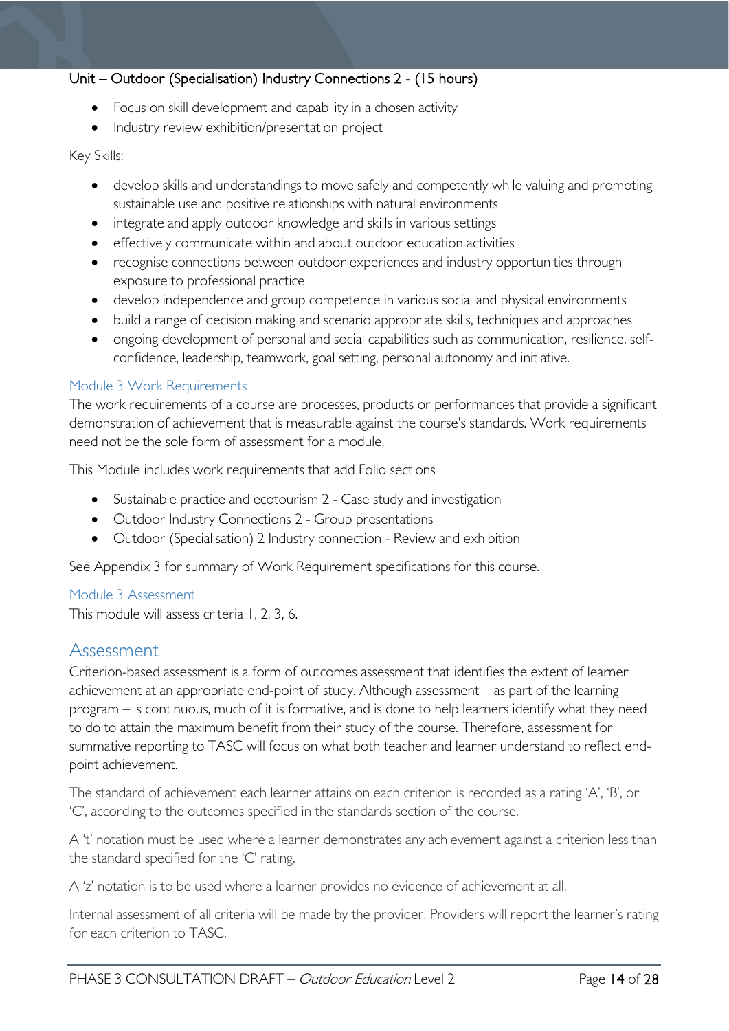#### Unit – Outdoor (Specialisation) Industry Connections 2 - (15 hours)

- Focus on skill development and capability in a chosen activity
- Industry review exhibition/presentation project

Key Skills:

- develop skills and understandings to move safely and competently while valuing and promoting sustainable use and positive relationships with natural environments
- integrate and apply outdoor knowledge and skills in various settings
- effectively communicate within and about outdoor education activities
- recognise connections between outdoor experiences and industry opportunities through exposure to professional practice
- develop independence and group competence in various social and physical environments
- build a range of decision making and scenario appropriate skills, techniques and approaches
- ongoing development of personal and social capabilities such as communication, resilience, self-confidence, leadership, teamwork, goal setting, personal autonomy and initiative.

### Module 3 Work Requirements

The work requirements of a course are processes, products or performances that provide a significant demonstration of achievement that is measurable against the course's standards. Work requirements need not be the sole form of assessment for a module.

This Module includes work requirements that add Folio sections

- Sustainable practice and ecotourism 2 - Case study and investigation
- Outdoor Industry Connections 2 - Group presentations
- Outdoor (Specialisation) 2 Industry connection - Review and exhibition

See Appendix 3 for summary of Work Requirement specifications for this course.

### Module 3 Assessment

This module will assess criteria 1, 2, 3, 6.

## Assessment

Criterion-based assessment is a form of outcomes assessment that identifies the extent of learner achievement at an appropriate end-point of study. Although assessment – as part of the learning program – is continuous, much of it is formative, and is done to help learners identify what they need to do to attain the maximum benefit from their study of the course. Therefore, assessment for summative reporting to TASC will focus on what both teacher and learner understand to reflect end-point achievement.

The standard of achievement each learner attains on each criterion is recorded as a rating 'A', 'B', or 'C', according to the outcomes specified in the standards section of the course.

A 't' notation must be used where a learner demonstrates any achievement against a criterion less than the standard specified for the 'C' rating.

A 'z' notation is to be used where a learner provides no evidence of achievement at all.

Internal assessment of all criteria will be made by the provider. Providers will report the learner's rating for each criterion to TASC.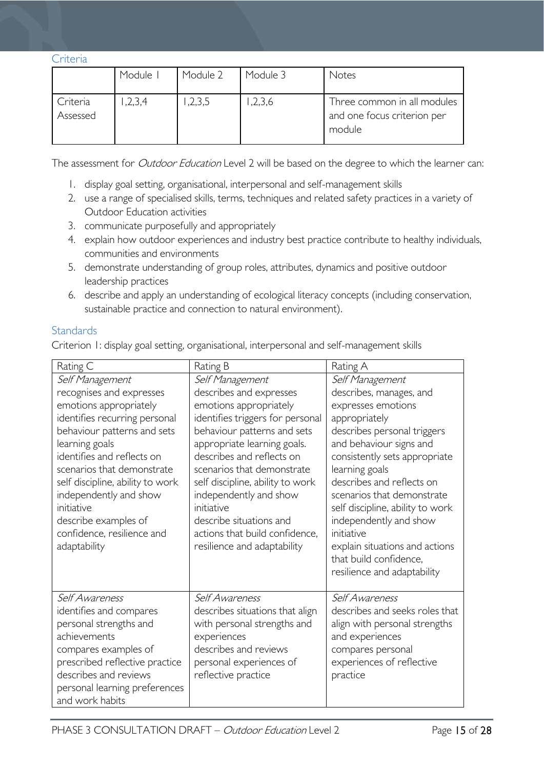## Criteria

| | Module 1 | Module 2 | Module 3 | Notes |
|---|---|---|---|---|
| Criteria Assessed | 1,2,3,4 | 1,2,3,5 | 1,2,3,6 | Three common in all modules and one focus criterion per module |

The assessment for *Outdoor Education* Level 2 will be based on the degree to which the learner can:

1. display goal setting, organisational, interpersonal and self-management skills
2. use a range of specialised skills, terms, techniques and related safety practices in a variety of Outdoor Education activities
3. communicate purposefully and appropriately
4. explain how outdoor experiences and industry best practice contribute to healthy individuals, communities and environments
5. demonstrate understanding of group roles, attributes, dynamics and positive outdoor leadership practices
6. describe and apply an understanding of ecological literacy concepts (including conservation, sustainable practice and connection to natural environment).

## Standards

Criterion 1: display goal setting, organisational, interpersonal and self-management skills

| Rating C | Rating B | Rating A |
|---|---|---|
| *Self Management*<br>recognises and expresses emotions appropriately<br>identifies recurring personal behaviour patterns and sets learning goals<br>identifies and reflects on scenarios that demonstrate self discipline, ability to work independently and show initiative<br>describe examples of confidence, resilience and adaptability | *Self Management*<br>describes and expresses emotions appropriately<br>identifies triggers for personal behaviour patterns and sets appropriate learning goals.<br>describes and reflects on scenarios that demonstrate self discipline, ability to work independently and show initiative<br>describe situations and actions that build confidence, resilience and adaptability | *Self Management*<br>describes, manages, and expresses emotions appropriately<br>describes personal triggers and behaviour signs and consistently sets appropriate learning goals<br>describes and reflects on scenarios that demonstrate self discipline, ability to work independently and show initiative<br>explain situations and actions that build confidence, resilience and adaptability |
| *Self Awareness*<br>identifies and compares personal strengths and achievements<br>compares examples of prescribed reflective practice<br>describes and reviews personal learning preferences and work habits | *Self Awareness*<br>describes situations that align with personal strengths and experiences<br>describes and reviews personal experiences of reflective practice | *Self Awareness*<br>describes and seeks roles that align with personal strengths and experiences<br>compares personal experiences of reflective practice |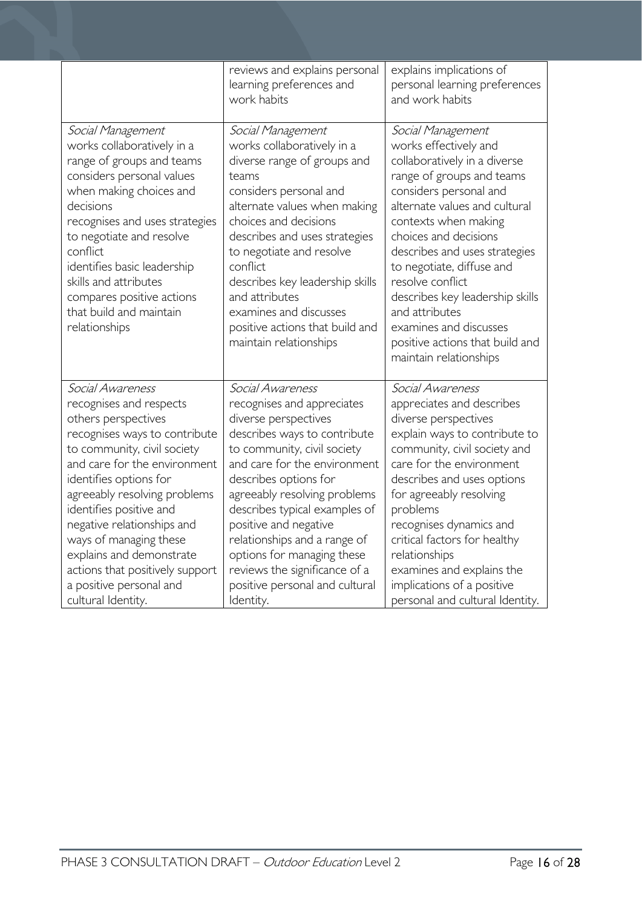| | | |
|---|---|---|
| | reviews and explains personal learning preferences and work habits | explains implications of personal learning preferences and work habits |
| *Social Management*<br>works collaboratively in a range of groups and teams<br>considers personal values when making choices and decisions<br>recognises and uses strategies to negotiate and resolve conflict<br>identifies basic leadership skills and attributes<br>compares positive actions that build and maintain relationships | *Social Management*<br>works collaboratively in a diverse range of groups and teams<br>considers personal and alternate values when making choices and decisions<br>describes and uses strategies to negotiate and resolve conflict<br>describes key leadership skills and attributes<br>examines and discusses positive actions that build and maintain relationships | *Social Management*<br>works effectively and collaboratively in a diverse range of groups and teams<br>considers personal and alternate values and cultural contexts when making choices and decisions<br>describes and uses strategies to negotiate, diffuse and resolve conflict<br>describes key leadership skills and attributes<br>examines and discusses positive actions that build and maintain relationships |
| *Social Awareness*<br>recognises and respects others perspectives<br>recognises ways to contribute to community, civil society and care for the environment<br>identifies options for agreeably resolving problems<br>identifies positive and negative relationships and ways of managing these<br>explains and demonstrate actions that positively support a positive personal and cultural Identity. | *Social Awareness*<br>recognises and appreciates diverse perspectives<br>describes ways to contribute to community, civil society and care for the environment<br>describes options for agreeably resolving problems<br>describes typical examples of positive and negative relationships and a range of options for managing these<br>reviews the significance of a positive personal and cultural Identity. | *Social Awareness*<br>appreciates and describes diverse perspectives<br>explain ways to contribute to community, civil society and care for the environment<br>describes and uses options for agreeably resolving problems<br>recognises dynamics and critical factors for healthy relationships<br>examines and explains the implications of a positive personal and cultural Identity. |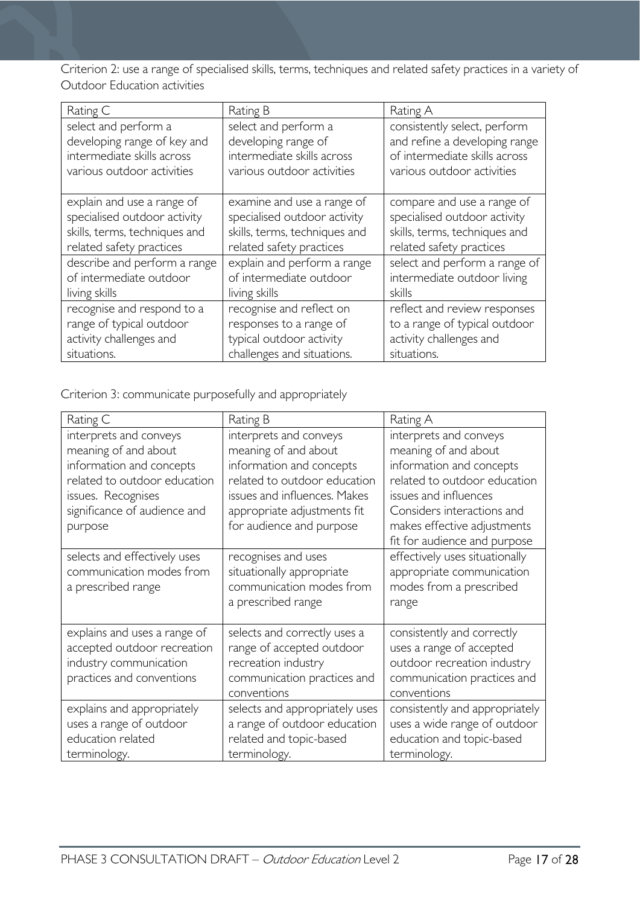Criterion 2: use a range of specialised skills, terms, techniques and related safety practices in a variety of Outdoor Education activities

| Rating C | Rating B | Rating A |
|---|---|---|
| select and perform a developing range of key and intermediate skills across various outdoor activities | select and perform a developing range of intermediate skills across various outdoor activities | consistently select, perform and refine a developing range of intermediate skills across various outdoor activities |
| explain and use a range of specialised outdoor activity skills, terms, techniques and related safety practices | examine and use a range of specialised outdoor activity skills, terms, techniques and related safety practices | compare and use a range of specialised outdoor activity skills, terms, techniques and related safety practices |
| describe and perform a range of intermediate outdoor living skills | explain and perform a range of intermediate outdoor living skills | select and perform a range of intermediate outdoor living skills |
| recognise and respond to a range of typical outdoor activity challenges and situations. | recognise and reflect on responses to a range of typical outdoor activity challenges and situations. | reflect and review responses to a range of typical outdoor activity challenges and situations. |

Criterion 3: communicate purposefully and appropriately

| Rating C | Rating B | Rating A |
|---|---|---|
| interprets and conveys meaning of and about information and concepts related to outdoor education issues. Recognises significance of audience and purpose | interprets and conveys meaning of and about information and concepts related to outdoor education issues and influences. Makes appropriate adjustments fit for audience and purpose | interprets and conveys meaning of and about information and concepts related to outdoor education issues and influences Considers interactions and makes effective adjustments fit for audience and purpose |
| selects and effectively uses communication modes from a prescribed range | recognises and uses situationally appropriate communication modes from a prescribed range | effectively uses situationally appropriate communication modes from a prescribed range |
| explains and uses a range of accepted outdoor recreation industry communication practices and conventions | selects and correctly uses a range of accepted outdoor recreation industry communication practices and conventions | consistently and correctly uses a range of accepted outdoor recreation industry communication practices and conventions |
| explains and appropriately uses a range of outdoor education related terminology. | selects and appropriately uses a range of outdoor education related and topic-based terminology. | consistently and appropriately uses a wide range of outdoor education and topic-based terminology. |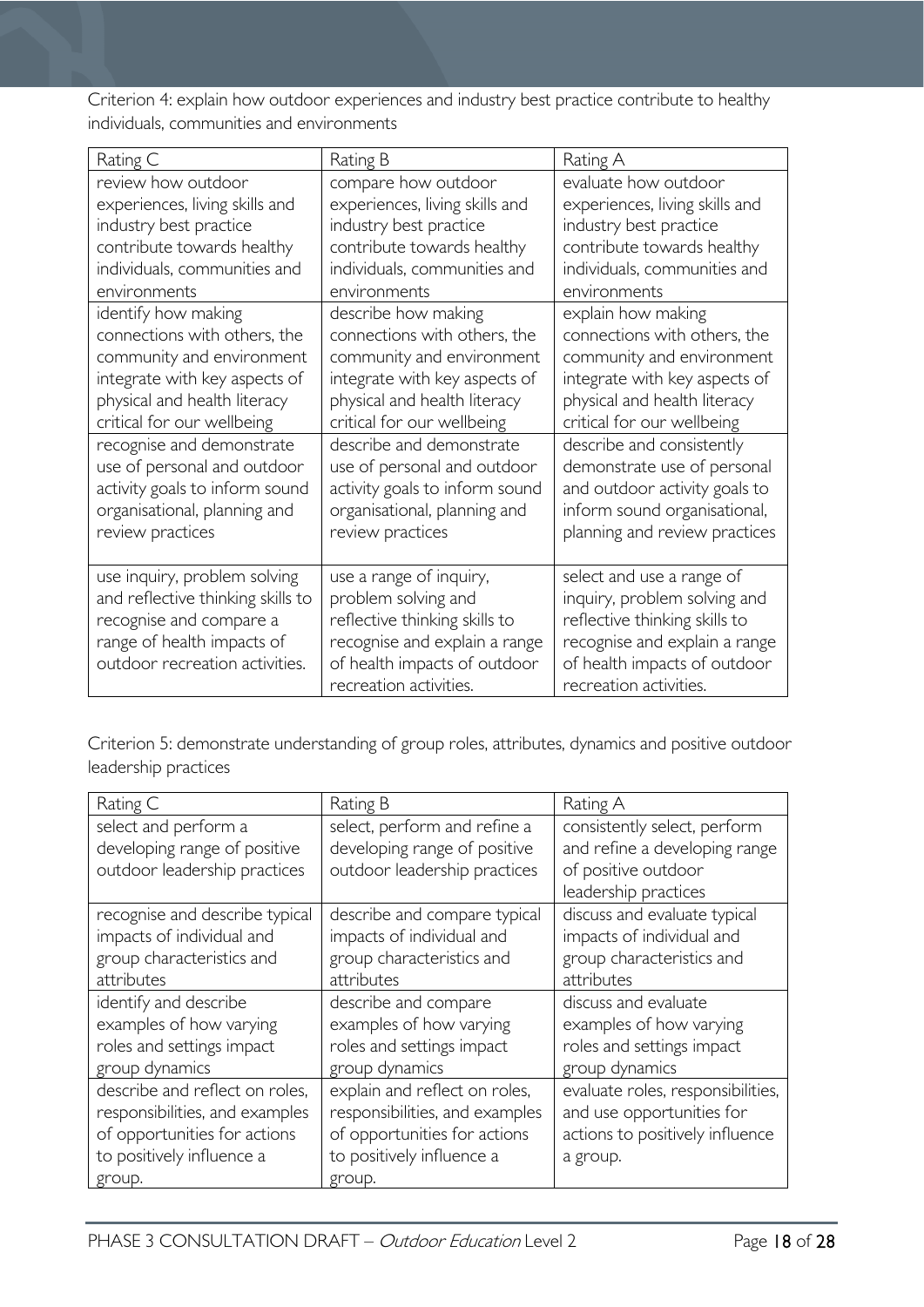Criterion 4: explain how outdoor experiences and industry best practice contribute to healthy individuals, communities and environments

| Rating C | Rating B | Rating A |
| --- | --- | --- |
| review how outdoor experiences, living skills and industry best practice contribute towards healthy individuals, communities and environments | compare how outdoor experiences, living skills and industry best practice contribute towards healthy individuals, communities and environments | evaluate how outdoor experiences, living skills and industry best practice contribute towards healthy individuals, communities and environments |
| identify how making connections with others, the community and environment integrate with key aspects of physical and health literacy critical for our wellbeing | describe how making connections with others, the community and environment integrate with key aspects of physical and health literacy critical for our wellbeing | explain how making connections with others, the community and environment integrate with key aspects of physical and health literacy critical for our wellbeing |
| recognise and demonstrate use of personal and outdoor activity goals to inform sound organisational, planning and review practices | describe and demonstrate use of personal and outdoor activity goals to inform sound organisational, planning and review practices | describe and consistently demonstrate use of personal and outdoor activity goals to inform sound organisational, planning and review practices |
| use inquiry, problem solving and reflective thinking skills to recognise and compare a range of health impacts of outdoor recreation activities. | use a range of inquiry, problem solving and reflective thinking skills to recognise and explain a range of health impacts of outdoor recreation activities. | select and use a range of inquiry, problem solving and reflective thinking skills to recognise and explain a range of health impacts of outdoor recreation activities. |

Criterion 5: demonstrate understanding of group roles, attributes, dynamics and positive outdoor leadership practices

| Rating C | Rating B | Rating A |
| --- | --- | --- |
| select and perform a developing range of positive outdoor leadership practices | select, perform and refine a developing range of positive outdoor leadership practices | consistently select, perform and refine a developing range of positive outdoor leadership practices |
| recognise and describe typical impacts of individual and group characteristics and attributes | describe and compare typical impacts of individual and group characteristics and attributes | discuss and evaluate typical impacts of individual and group characteristics and attributes |
| identify and describe examples of how varying roles and settings impact group dynamics | describe and compare examples of how varying roles and settings impact group dynamics | discuss and evaluate examples of how varying roles and settings impact group dynamics |
| describe and reflect on roles, responsibilities, and examples of opportunities for actions to positively influence a group. | explain and reflect on roles, responsibilities, and examples of opportunities for actions to positively influence a group. | evaluate roles, responsibilities, and use opportunities for actions to positively influence a group. |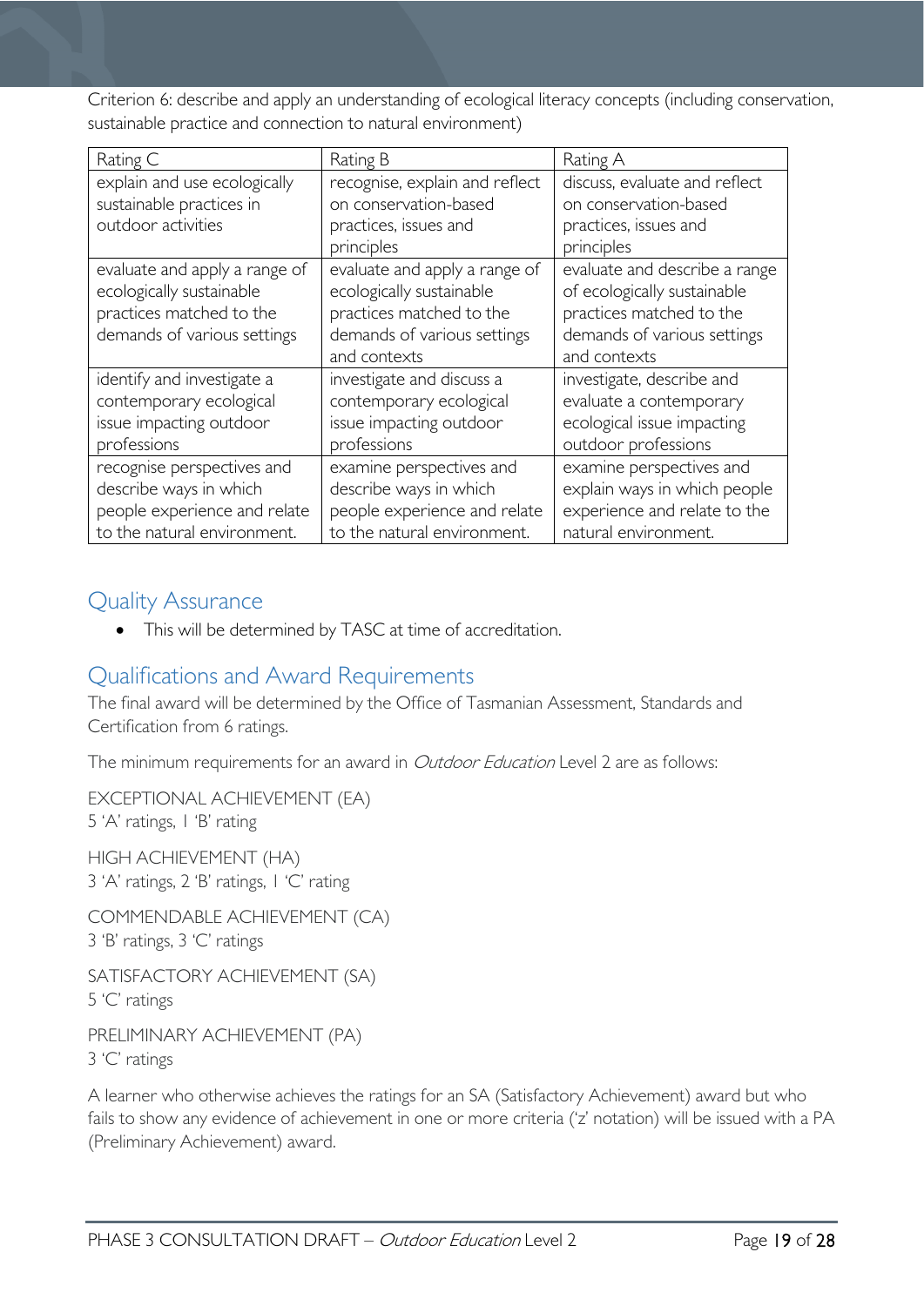Criterion 6: describe and apply an understanding of ecological literacy concepts (including conservation, sustainable practice and connection to natural environment)

| Rating C | Rating B | Rating A |
|---|---|---|
| explain and use ecologically sustainable practices in outdoor activities | recognise, explain and reflect on conservation-based practices, issues and principles | discuss, evaluate and reflect on conservation-based practices, issues and principles |
| evaluate and apply a range of ecologically sustainable practices matched to the demands of various settings | evaluate and apply a range of ecologically sustainable practices matched to the demands of various settings and contexts | evaluate and describe a range of ecologically sustainable practices matched to the demands of various settings and contexts |
| identify and investigate a contemporary ecological issue impacting outdoor professions | investigate and discuss a contemporary ecological issue impacting outdoor professions | investigate, describe and evaluate a contemporary ecological issue impacting outdoor professions |
| recognise perspectives and describe ways in which people experience and relate to the natural environment. | examine perspectives and describe ways in which people experience and relate to the natural environment. | examine perspectives and explain ways in which people experience and relate to the natural environment. |

## Quality Assurance

- This will be determined by TASC at time of accreditation.

## Qualifications and Award Requirements

The final award will be determined by the Office of Tasmanian Assessment, Standards and Certification from 6 ratings.

The minimum requirements for an award in *Outdoor Education* Level 2 are as follows:

EXCEPTIONAL ACHIEVEMENT (EA)
5 'A' ratings, 1 'B' rating

HIGH ACHIEVEMENT (HA)
3 'A' ratings, 2 'B' ratings, 1 'C' rating

COMMENDABLE ACHIEVEMENT (CA)
3 'B' ratings, 3 'C' ratings

SATISFACTORY ACHIEVEMENT (SA)
5 'C' ratings

PRELIMINARY ACHIEVEMENT (PA)
3 'C' ratings

A learner who otherwise achieves the ratings for an SA (Satisfactory Achievement) award but who fails to show any evidence of achievement in one or more criteria ('z' notation) will be issued with a PA (Preliminary Achievement) award.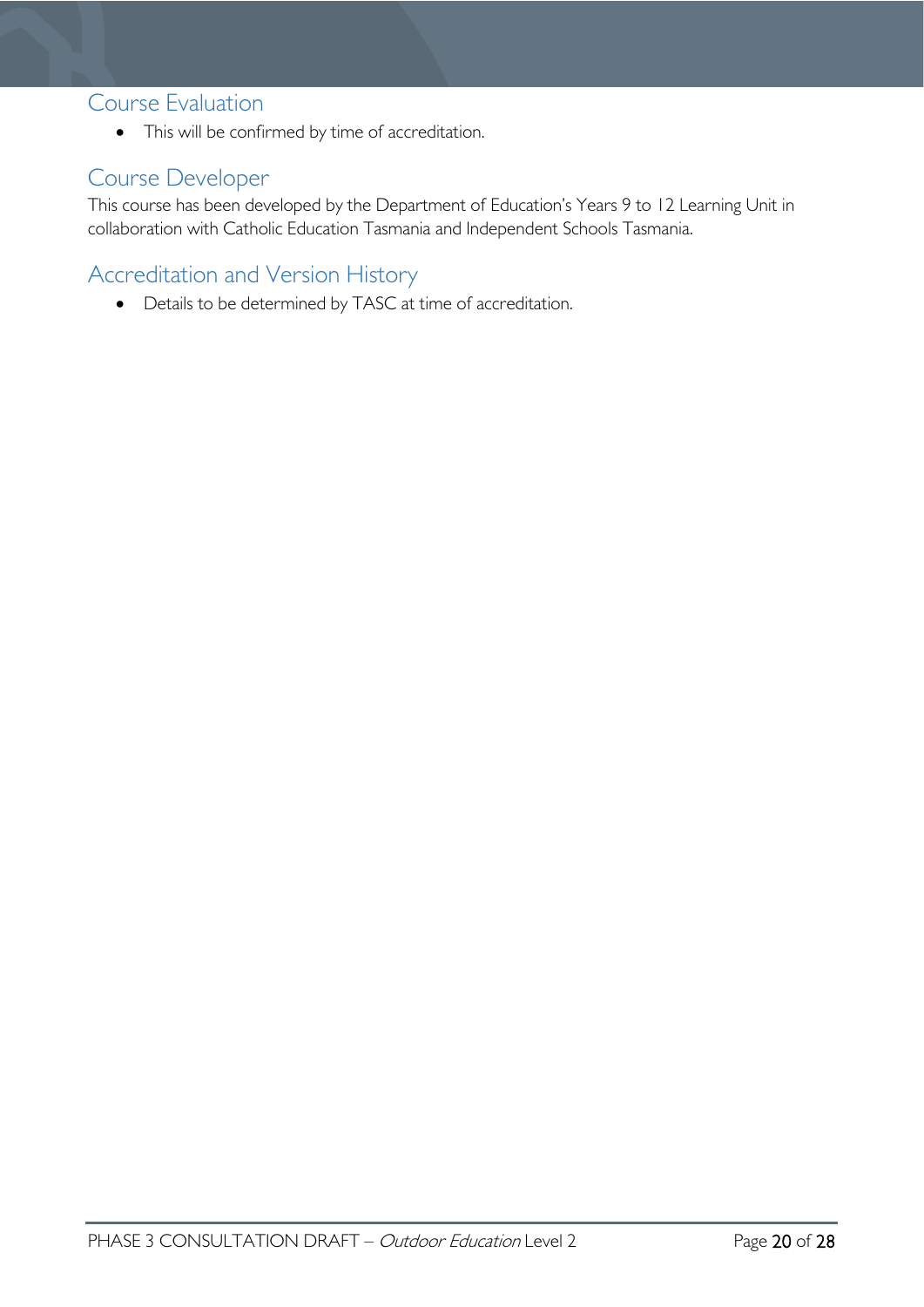## Course Evaluation

- This will be confirmed by time of accreditation.

## Course Developer

This course has been developed by the Department of Education's Years 9 to 12 Learning Unit in collaboration with Catholic Education Tasmania and Independent Schools Tasmania.

## Accreditation and Version History

- Details to be determined by TASC at time of accreditation.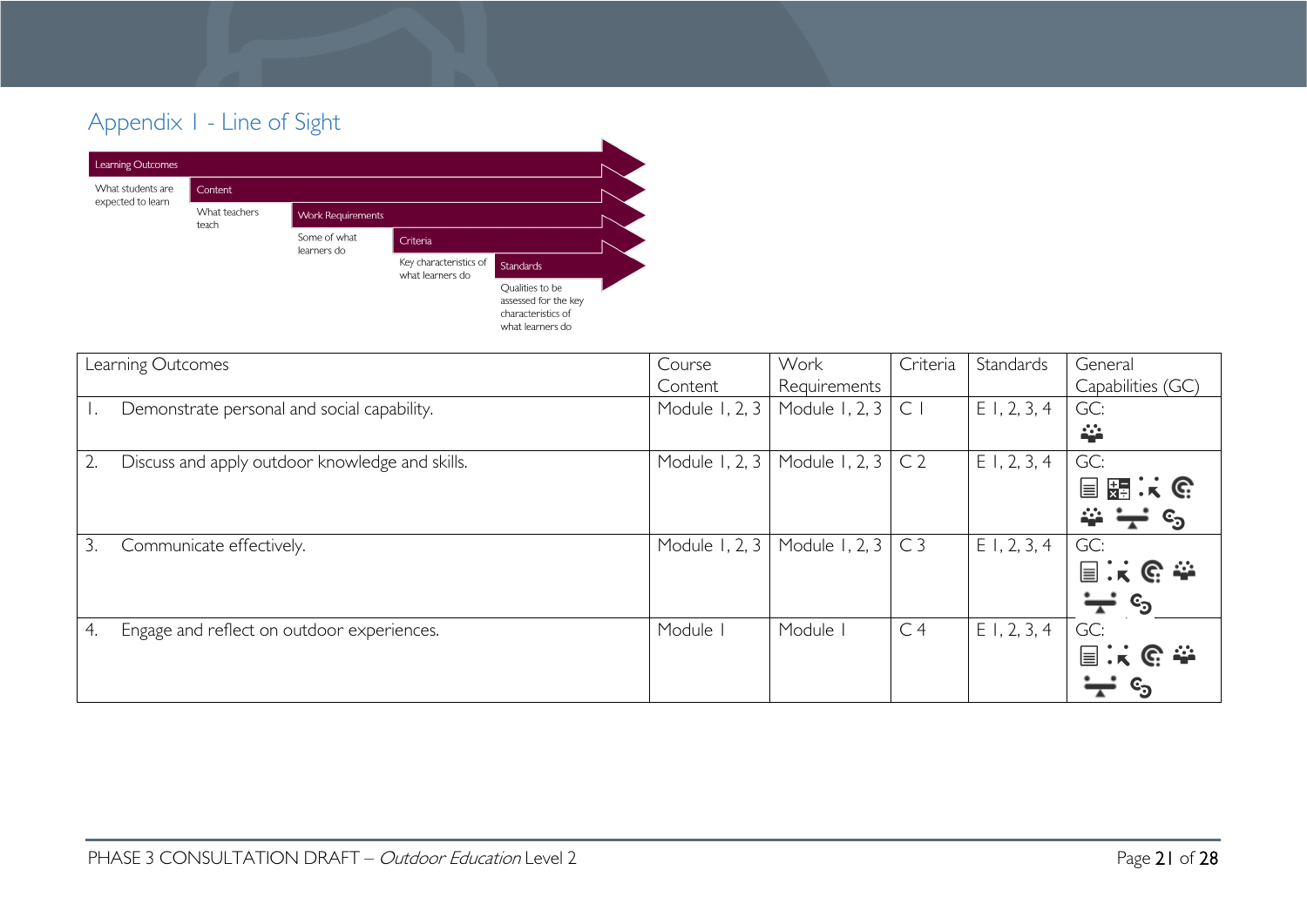## Appendix 1 - Line of Sight

Learning Outcomes — What students are expected to learn

Content — What teachers teach

Work Requirements — Some of what learners do

Criteria — Key characteristics of what learners do

Standards — Qualities to be assessed for the key characteristics of what learners do

| Learning Outcomes | Course Content | Work Requirements | Criteria | Standards | General Capabilities (GC) |
|---|---|---|---|---|---|
| 1. Demonstrate personal and social capability. | Module 1, 2, 3 | Module 1, 2, 3 | C 1 | E 1, 2, 3, 4 | GC: |
| 2. Discuss and apply outdoor knowledge and skills. | Module 1, 2, 3 | Module 1, 2, 3 | C 2 | E 1, 2, 3, 4 | GC: |
| 3. Communicate effectively. | Module 1, 2, 3 | Module 1, 2, 3 | C 3 | E 1, 2, 3, 4 | GC: |
| 4. Engage and reflect on outdoor experiences. | Module 1 | Module 1 | C 4 | E 1, 2, 3, 4 | GC: |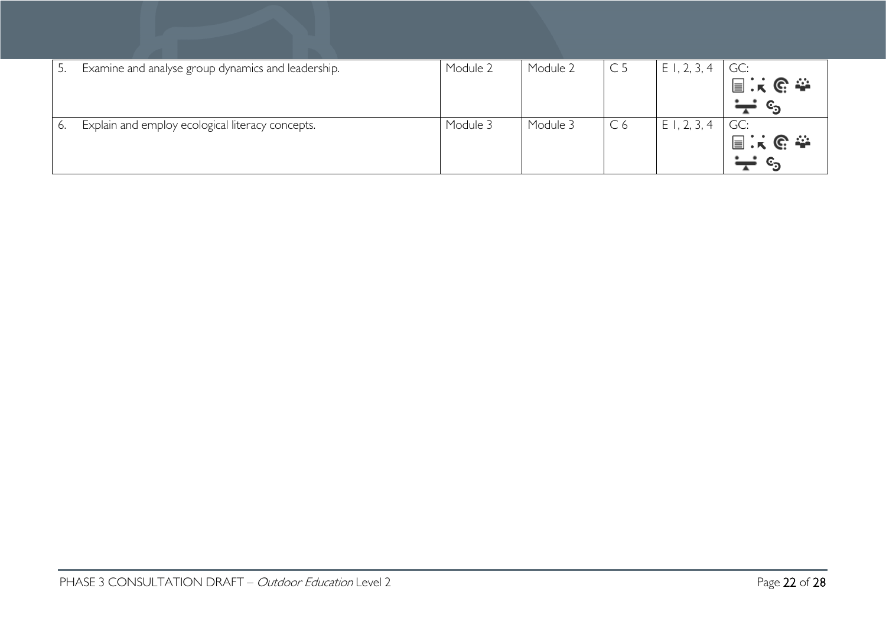| | | | | | |
|---|---|---|---|---|---|
| 5. Examine and analyse group dynamics and leadership. | Module 2 | Module 2 | C 5 | E 1, 2, 3, 4 | GC: |
| 6. Explain and employ ecological literacy concepts. | Module 3 | Module 3 | C 6 | E 1, 2, 3, 4 | GC: |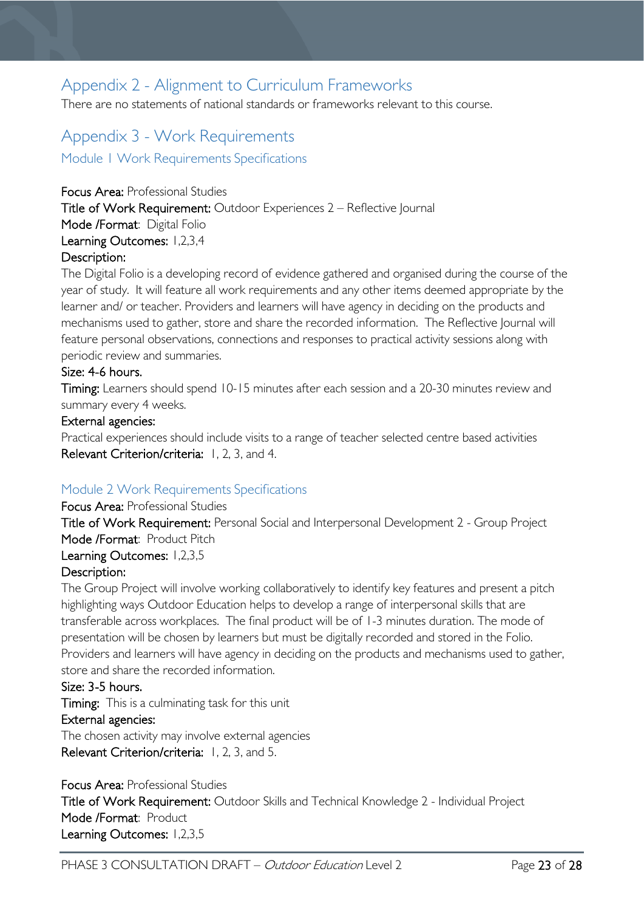## Appendix 2 - Alignment to Curriculum Frameworks

There are no statements of national standards or frameworks relevant to this course.

## Appendix 3 - Work Requirements

### Module 1 Work Requirements Specifications

**Focus Area:** Professional Studies

**Title of Work Requirement:** Outdoor Experiences 2 – Reflective Journal

**Mode /Format**: Digital Folio

**Learning Outcomes:** 1,2,3,4

**Description:**

The Digital Folio is a developing record of evidence gathered and organised during the course of the year of study. It will feature all work requirements and any other items deemed appropriate by the learner and/ or teacher. Providers and learners will have agency in deciding on the products and mechanisms used to gather, store and share the recorded information. The Reflective Journal will feature personal observations, connections and responses to practical activity sessions along with periodic review and summaries.

**Size: 4-6 hours.**

**Timing:** Learners should spend 10-15 minutes after each session and a 20-30 minutes review and summary every 4 weeks.

**External agencies:**

Practical experiences should include visits to a range of teacher selected centre based activities

**Relevant Criterion/criteria:** 1, 2, 3, and 4.

### Module 2 Work Requirements Specifications

**Focus Area:** Professional Studies

**Title of Work Requirement:** Personal Social and Interpersonal Development 2 - Group Project

**Mode /Format**: Product Pitch

**Learning Outcomes:** 1,2,3,5

**Description:**

The Group Project will involve working collaboratively to identify key features and present a pitch highlighting ways Outdoor Education helps to develop a range of interpersonal skills that are transferable across workplaces. The final product will be of 1-3 minutes duration. The mode of presentation will be chosen by learners but must be digitally recorded and stored in the Folio. Providers and learners will have agency in deciding on the products and mechanisms used to gather, store and share the recorded information.

**Size: 3-5 hours.**

**Timing:** This is a culminating task for this unit

**External agencies:**

The chosen activity may involve external agencies

**Relevant Criterion/criteria:** 1, 2, 3, and 5.

**Focus Area:** Professional Studies

**Title of Work Requirement:** Outdoor Skills and Technical Knowledge 2 - Individual Project

**Mode /Format**: Product

**Learning Outcomes:** 1,2,3,5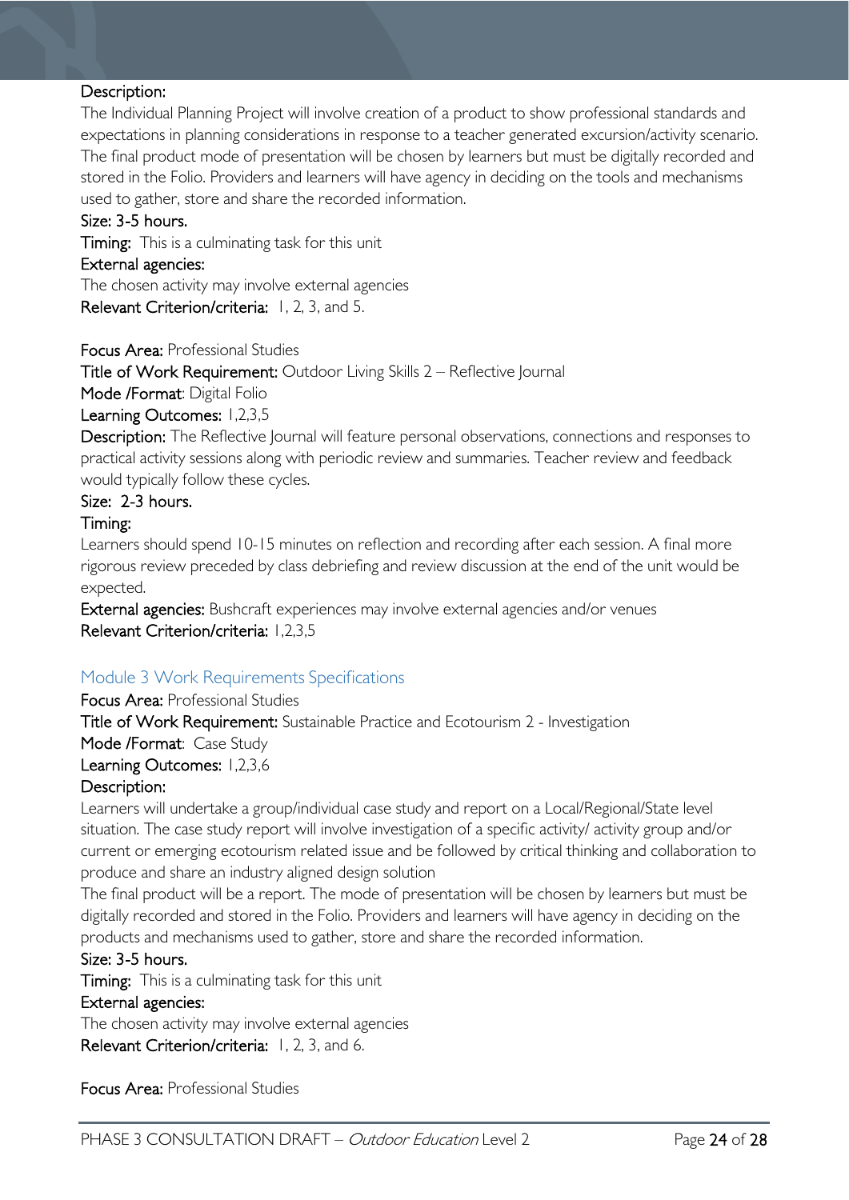**Description:**
The Individual Planning Project will involve creation of a product to show professional standards and expectations in planning considerations in response to a teacher generated excursion/activity scenario. The final product mode of presentation will be chosen by learners but must be digitally recorded and stored in the Folio. Providers and learners will have agency in deciding on the tools and mechanisms used to gather, store and share the recorded information.

**Size: 3-5 hours.**

**Timing:** This is a culminating task for this unit

**External agencies:**
The chosen activity may involve external agencies

**Relevant Criterion/criteria:** 1, 2, 3, and 5.

**Focus Area:** Professional Studies

**Title of Work Requirement:** Outdoor Living Skills 2 – Reflective Journal

**Mode /Format**: Digital Folio

**Learning Outcomes:** 1,2,3,5

**Description:** The Reflective Journal will feature personal observations, connections and responses to practical activity sessions along with periodic review and summaries. Teacher review and feedback would typically follow these cycles.

**Size: 2-3 hours.**

**Timing:**
Learners should spend 10-15 minutes on reflection and recording after each session. A final more rigorous review preceded by class debriefing and review discussion at the end of the unit would be expected.

**External agencies:** Bushcraft experiences may involve external agencies and/or venues

**Relevant Criterion/criteria:** 1,2,3,5

## Module 3 Work Requirements Specifications

**Focus Area:** Professional Studies

**Title of Work Requirement:** Sustainable Practice and Ecotourism 2 - Investigation

**Mode /Format**: Case Study

**Learning Outcomes:** 1,2,3,6

**Description:**
Learners will undertake a group/individual case study and report on a Local/Regional/State level situation. The case study report will involve investigation of a specific activity/ activity group and/or current or emerging ecotourism related issue and be followed by critical thinking and collaboration to produce and share an industry aligned design solution

The final product will be a report. The mode of presentation will be chosen by learners but must be digitally recorded and stored in the Folio. Providers and learners will have agency in deciding on the products and mechanisms used to gather, store and share the recorded information.

**Size: 3-5 hours.**

**Timing:** This is a culminating task for this unit

**External agencies:**
The chosen activity may involve external agencies

**Relevant Criterion/criteria:** 1, 2, 3, and 6.

**Focus Area:** Professional Studies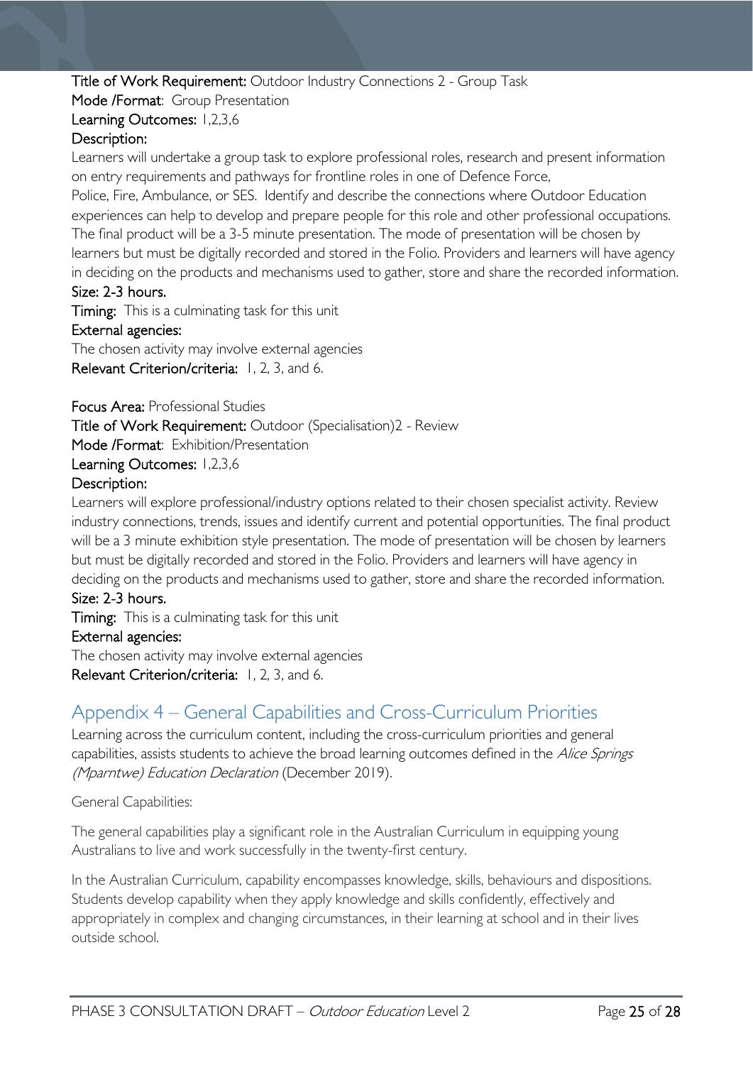**Title of Work Requirement:** Outdoor Industry Connections 2 - Group Task
**Mode /Format**: Group Presentation
**Learning Outcomes:** 1,2,3,6
**Description:**
Learners will undertake a group task to explore professional roles, research and present information on entry requirements and pathways for frontline roles in one of Defence Force, Police, Fire, Ambulance, or SES. Identify and describe the connections where Outdoor Education experiences can help to develop and prepare people for this role and other professional occupations. The final product will be a 3-5 minute presentation. The mode of presentation will be chosen by learners but must be digitally recorded and stored in the Folio. Providers and learners will have agency in deciding on the products and mechanisms used to gather, store and share the recorded information.
**Size: 2-3 hours.**
**Timing:** This is a culminating task for this unit
**External agencies:**
The chosen activity may involve external agencies
**Relevant Criterion/criteria:** 1, 2, 3, and 6.

**Focus Area:** Professional Studies
**Title of Work Requirement:** Outdoor (Specialisation)2 - Review
**Mode /Format**: Exhibition/Presentation
**Learning Outcomes:** 1,2,3,6
**Description:**
Learners will explore professional/industry options related to their chosen specialist activity. Review industry connections, trends, issues and identify current and potential opportunities. The final product will be a 3 minute exhibition style presentation. The mode of presentation will be chosen by learners but must be digitally recorded and stored in the Folio. Providers and learners will have agency in deciding on the products and mechanisms used to gather, store and share the recorded information.
**Size: 2-3 hours.**
**Timing:** This is a culminating task for this unit
**External agencies:**
The chosen activity may involve external agencies
**Relevant Criterion/criteria:** 1, 2, 3, and 6.

## Appendix 4 – General Capabilities and Cross-Curriculum Priorities

Learning across the curriculum content, including the cross-curriculum priorities and general capabilities, assists students to achieve the broad learning outcomes defined in the *Alice Springs (Mparntwe) Education Declaration* (December 2019).

General Capabilities:

The general capabilities play a significant role in the Australian Curriculum in equipping young Australians to live and work successfully in the twenty-first century.

In the Australian Curriculum, capability encompasses knowledge, skills, behaviours and dispositions. Students develop capability when they apply knowledge and skills confidently, effectively and appropriately in complex and changing circumstances, in their learning at school and in their lives outside school.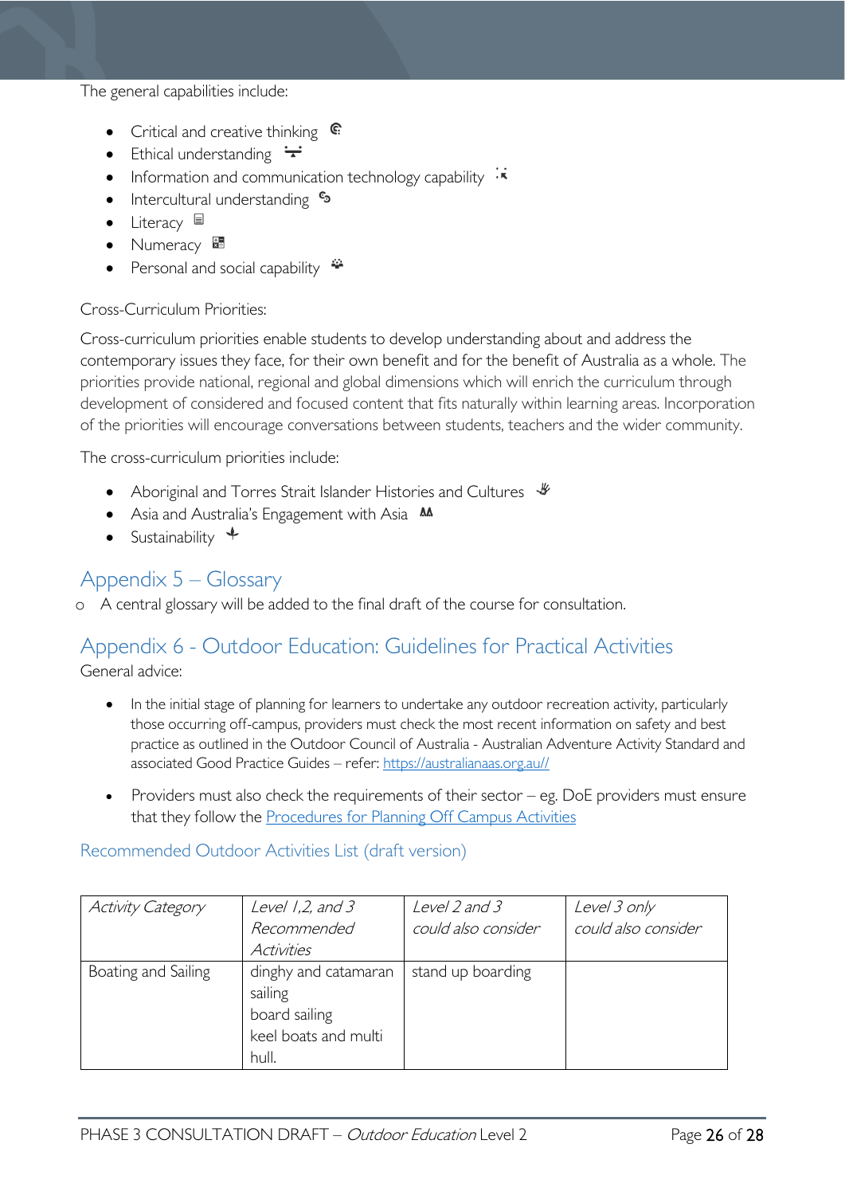The general capabilities include:

- Critical and creative thinking
- Ethical understanding
- Information and communication technology capability
- Intercultural understanding
- Literacy
- Numeracy
- Personal and social capability

Cross-Curriculum Priorities:

Cross-curriculum priorities enable students to develop understanding about and address the contemporary issues they face, for their own benefit and for the benefit of Australia as a whole. The priorities provide national, regional and global dimensions which will enrich the curriculum through development of considered and focused content that fits naturally within learning areas. Incorporation of the priorities will encourage conversations between students, teachers and the wider community.

The cross-curriculum priorities include:

- Aboriginal and Torres Strait Islander Histories and Cultures
- Asia and Australia's Engagement with Asia
- Sustainability

## Appendix 5 – Glossary

- A central glossary will be added to the final draft of the course for consultation.

## Appendix 6 - Outdoor Education: Guidelines for Practical Activities

General advice:

- In the initial stage of planning for learners to undertake any outdoor recreation activity, particularly those occurring off-campus, providers must check the most recent information on safety and best practice as outlined in the Outdoor Council of Australia - Australian Adventure Activity Standard and associated Good Practice Guides – refer: [https://australianaas.org.au//](https://australianaas.org.au//)
- Providers must also check the requirements of their sector – eg. DoE providers must ensure that they follow the [Procedures for Planning Off Campus Activities](#)

### Recommended Outdoor Activities List (draft version)

| *Activity Category* | *Level 1,2, and 3 Recommended Activities* | *Level 2 and 3 could also consider* | *Level 3 only could also consider* |
|---|---|---|---|
| Boating and Sailing | dinghy and catamaran sailing<br>board sailing<br>keel boats and multi hull. | stand up boarding | |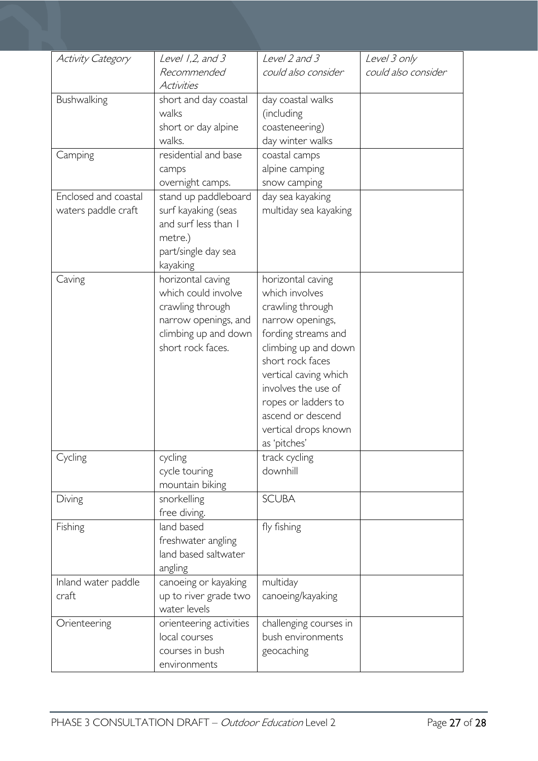| *Activity Category* | *Level 1,2, and 3 Recommended Activities* | *Level 2 and 3 could also consider* | *Level 3 only could also consider* |
|---|---|---|---|
| Bushwalking | short and day coastal walks<br>short or day alpine walks. | day coastal walks (including coasteneering)<br>day winter walks | |
| Camping | residential and base camps<br>overnight camps. | coastal camps<br>alpine camping<br>snow camping | |
| Enclosed and coastal waters paddle craft | stand up paddleboard<br>surf kayaking (seas and surf less than 1 metre.)<br>part/single day sea kayaking | day sea kayaking<br>multiday sea kayaking | |
| Caving | horizontal caving which could involve crawling through narrow openings, and climbing up and down short rock faces. | horizontal caving which involves crawling through narrow openings, fording streams and climbing up and down short rock faces<br>vertical caving which involves the use of ropes or ladders to ascend or descend vertical drops known as 'pitches' | |
| Cycling | cycling<br>cycle touring<br>mountain biking | track cycling<br>downhill | |
| Diving | snorkelling<br>free diving. | SCUBA | |
| Fishing | land based freshwater angling<br>land based saltwater angling | fly fishing | |
| Inland water paddle craft | canoeing or kayaking up to river grade two water levels | multiday canoeing/kayaking | |
| Orienteering | orienteering activities<br>local courses<br>courses in bush environments | challenging courses in bush environments<br>geocaching | |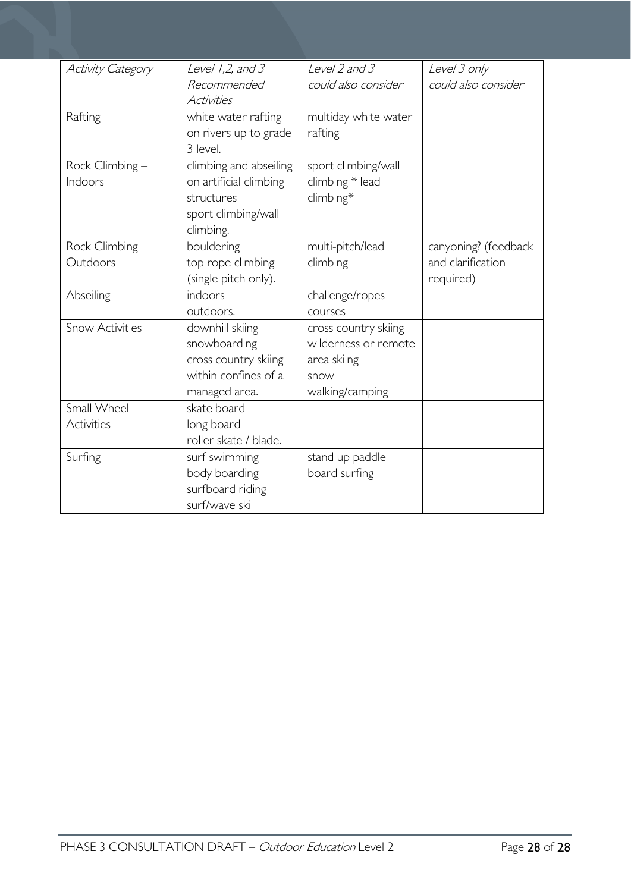| *Activity Category* | *Level 1,2, and 3 Recommended Activities* | *Level 2 and 3 could also consider* | *Level 3 only could also consider* |
|---|---|---|---|
| Rafting | white water rafting on rivers up to grade 3 level. | multiday white water rafting | |
| Rock Climbing – Indoors | climbing and abseiling on artificial climbing structures<br>sport climbing/wall climbing. | sport climbing/wall climbing * lead climbing* | |
| Rock Climbing – Outdoors | bouldering<br>top rope climbing (single pitch only). | multi-pitch/lead climbing | canyoning? (feedback and clarification required) |
| Abseiling | indoors<br>outdoors. | challenge/ropes courses | |
| Snow Activities | downhill skiing<br>snowboarding<br>cross country skiing within confines of a managed area. | cross country skiing<br>wilderness or remote area skiing<br>snow walking/camping | |
| Small Wheel Activities | skate board<br>long board<br>roller skate / blade. | | |
| Surfing | surf swimming<br>body boarding<br>surfboard riding<br>surf/wave ski | stand up paddle board surfing | |